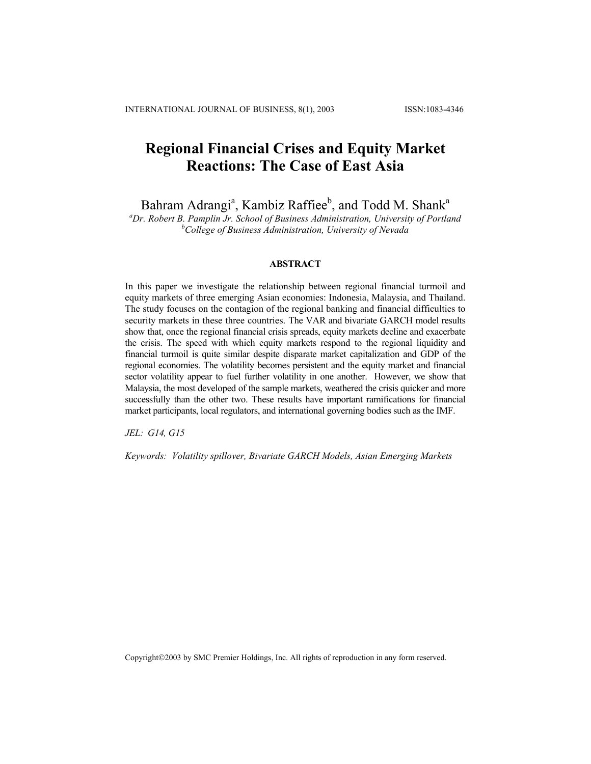# Regional Financial Crises and Equity Market Reactions: The Case of East Asia

Bahram Adrangi[a], Kambiz Raffiee[b], and Todd M. Shank[a]

[a]*Dr. Robert B. Pamplin Jr. School of Business Administration, University of Portland*
[b]*College of Business Administration, University of Nevada*

## ABSTRACT

In this paper we investigate the relationship between regional financial turmoil and equity markets of three emerging Asian economies: Indonesia, Malaysia, and Thailand. The study focuses on the contagion of the regional banking and financial difficulties to security markets in these three countries. The VAR and bivariate GARCH model results show that, once the regional financial crisis spreads, equity markets decline and exacerbate the crisis. The speed with which equity markets respond to the regional liquidity and financial turmoil is quite similar despite disparate market capitalization and GDP of the regional economies. The volatility becomes persistent and the equity market and financial sector volatility appear to fuel further volatility in one another. However, we show that Malaysia, the most developed of the sample markets, weathered the crisis quicker and more successfully than the other two. These results have important ramifications for financial market participants, local regulators, and international governing bodies such as the IMF.

*JEL: G14, G15*

*Keywords: Volatility spillover, Bivariate GARCH Models, Asian Emerging Markets*

Copyright©2003 by SMC Premier Holdings, Inc. All rights of reproduction in any form reserved.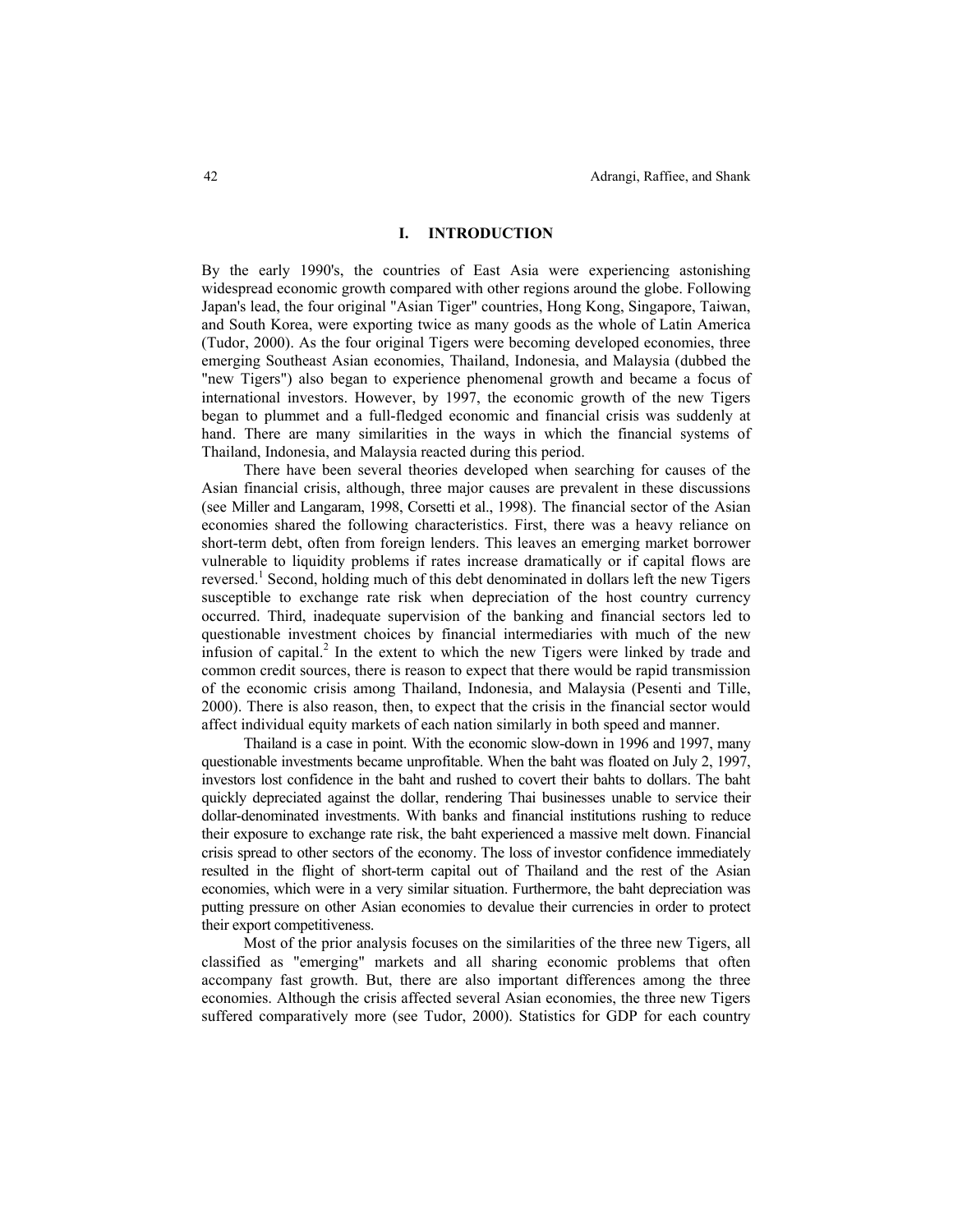## I. INTRODUCTION

By the early 1990's, the countries of East Asia were experiencing astonishing widespread economic growth compared with other regions around the globe. Following Japan's lead, the four original "Asian Tiger" countries, Hong Kong, Singapore, Taiwan, and South Korea, were exporting twice as many goods as the whole of Latin America (Tudor, 2000). As the four original Tigers were becoming developed economies, three emerging Southeast Asian economies, Thailand, Indonesia, and Malaysia (dubbed the "new Tigers") also began to experience phenomenal growth and became a focus of international investors. However, by 1997, the economic growth of the new Tigers began to plummet and a full-fledged economic and financial crisis was suddenly at hand. There are many similarities in the ways in which the financial systems of Thailand, Indonesia, and Malaysia reacted during this period.

There have been several theories developed when searching for causes of the Asian financial crisis, although, three major causes are prevalent in these discussions (see Miller and Langaram, 1998, Corsetti et al., 1998). The financial sector of the Asian economies shared the following characteristics. First, there was a heavy reliance on short-term debt, often from foreign lenders. This leaves an emerging market borrower vulnerable to liquidity problems if rates increase dramatically or if capital flows are reversed.[1] Second, holding much of this debt denominated in dollars left the new Tigers susceptible to exchange rate risk when depreciation of the host country currency occurred. Third, inadequate supervision of the banking and financial sectors led to questionable investment choices by financial intermediaries with much of the new infusion of capital.[2] In the extent to which the new Tigers were linked by trade and common credit sources, there is reason to expect that there would be rapid transmission of the economic crisis among Thailand, Indonesia, and Malaysia (Pesenti and Tille, 2000). There is also reason, then, to expect that the crisis in the financial sector would affect individual equity markets of each nation similarly in both speed and manner.

Thailand is a case in point. With the economic slow-down in 1996 and 1997, many questionable investments became unprofitable. When the baht was floated on July 2, 1997, investors lost confidence in the baht and rushed to covert their bahts to dollars. The baht quickly depreciated against the dollar, rendering Thai businesses unable to service their dollar-denominated investments. With banks and financial institutions rushing to reduce their exposure to exchange rate risk, the baht experienced a massive melt down. Financial crisis spread to other sectors of the economy. The loss of investor confidence immediately resulted in the flight of short-term capital out of Thailand and the rest of the Asian economies, which were in a very similar situation. Furthermore, the baht depreciation was putting pressure on other Asian economies to devalue their currencies in order to protect their export competitiveness.

Most of the prior analysis focuses on the similarities of the three new Tigers, all classified as "emerging" markets and all sharing economic problems that often accompany fast growth. But, there are also important differences among the three economies. Although the crisis affected several Asian economies, the three new Tigers suffered comparatively more (see Tudor, 2000). Statistics for GDP for each country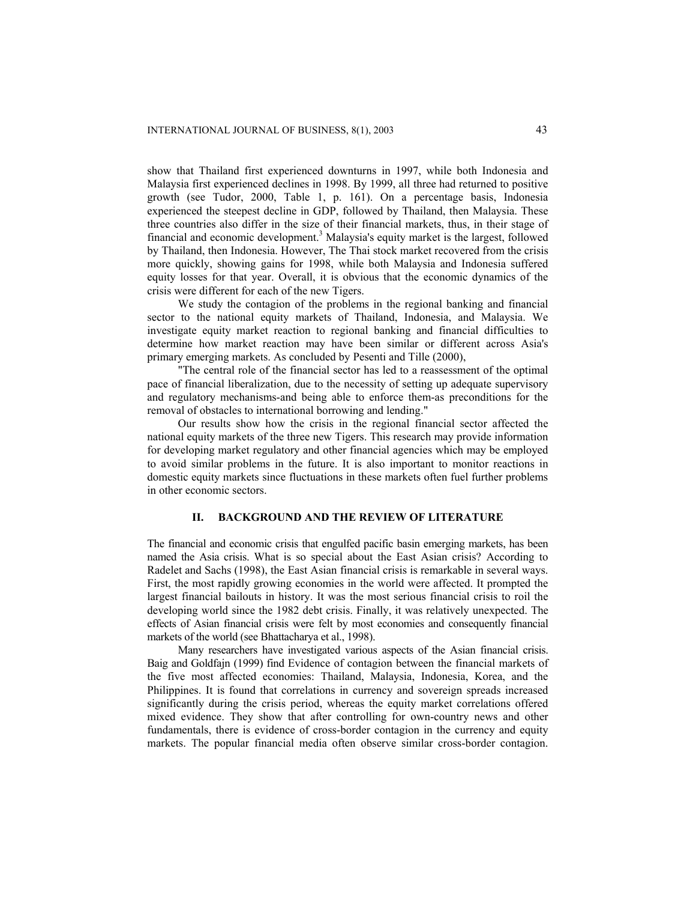show that Thailand first experienced downturns in 1997, while both Indonesia and Malaysia first experienced declines in 1998. By 1999, all three had returned to positive growth (see Tudor, 2000, Table 1, p. 161). On a percentage basis, Indonesia experienced the steepest decline in GDP, followed by Thailand, then Malaysia. These three countries also differ in the size of their financial markets, thus, in their stage of financial and economic development.[3] Malaysia's equity market is the largest, followed by Thailand, then Indonesia. However, The Thai stock market recovered from the crisis more quickly, showing gains for 1998, while both Malaysia and Indonesia suffered equity losses for that year. Overall, it is obvious that the economic dynamics of the crisis were different for each of the new Tigers.

We study the contagion of the problems in the regional banking and financial sector to the national equity markets of Thailand, Indonesia, and Malaysia. We investigate equity market reaction to regional banking and financial difficulties to determine how market reaction may have been similar or different across Asia's primary emerging markets. As concluded by Pesenti and Tille (2000),

"The central role of the financial sector has led to a reassessment of the optimal pace of financial liberalization, due to the necessity of setting up adequate supervisory and regulatory mechanisms-and being able to enforce them-as preconditions for the removal of obstacles to international borrowing and lending."

Our results show how the crisis in the regional financial sector affected the national equity markets of the three new Tigers. This research may provide information for developing market regulatory and other financial agencies which may be employed to avoid similar problems in the future. It is also important to monitor reactions in domestic equity markets since fluctuations in these markets often fuel further problems in other economic sectors.

## II. BACKGROUND AND THE REVIEW OF LITERATURE

The financial and economic crisis that engulfed pacific basin emerging markets, has been named the Asia crisis. What is so special about the East Asian crisis? According to Radelet and Sachs (1998), the East Asian financial crisis is remarkable in several ways. First, the most rapidly growing economies in the world were affected. It prompted the largest financial bailouts in history. It was the most serious financial crisis to roil the developing world since the 1982 debt crisis. Finally, it was relatively unexpected. The effects of Asian financial crisis were felt by most economies and consequently financial markets of the world (see Bhattacharya et al., 1998).

Many researchers have investigated various aspects of the Asian financial crisis. Baig and Goldfajn (1999) find Evidence of contagion between the financial markets of the five most affected economies: Thailand, Malaysia, Indonesia, Korea, and the Philippines. It is found that correlations in currency and sovereign spreads increased significantly during the crisis period, whereas the equity market correlations offered mixed evidence. They show that after controlling for own-country news and other fundamentals, there is evidence of cross-border contagion in the currency and equity markets. The popular financial media often observe similar cross-border contagion.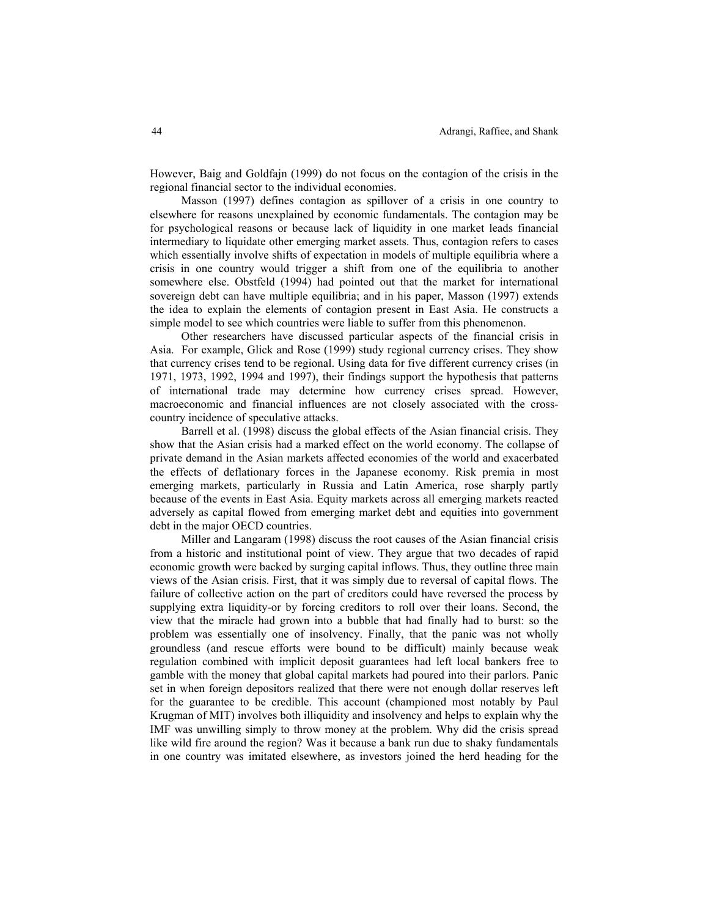However, Baig and Goldfajn (1999) do not focus on the contagion of the crisis in the regional financial sector to the individual economies.

Masson (1997) defines contagion as spillover of a crisis in one country to elsewhere for reasons unexplained by economic fundamentals. The contagion may be for psychological reasons or because lack of liquidity in one market leads financial intermediary to liquidate other emerging market assets. Thus, contagion refers to cases which essentially involve shifts of expectation in models of multiple equilibria where a crisis in one country would trigger a shift from one of the equilibria to another somewhere else. Obstfeld (1994) had pointed out that the market for international sovereign debt can have multiple equilibria; and in his paper, Masson (1997) extends the idea to explain the elements of contagion present in East Asia. He constructs a simple model to see which countries were liable to suffer from this phenomenon.

Other researchers have discussed particular aspects of the financial crisis in Asia. For example, Glick and Rose (1999) study regional currency crises. They show that currency crises tend to be regional. Using data for five different currency crises (in 1971, 1973, 1992, 1994 and 1997), their findings support the hypothesis that patterns of international trade may determine how currency crises spread. However, macroeconomic and financial influences are not closely associated with the cross-country incidence of speculative attacks.

Barrell et al. (1998) discuss the global effects of the Asian financial crisis. They show that the Asian crisis had a marked effect on the world economy. The collapse of private demand in the Asian markets affected economies of the world and exacerbated the effects of deflationary forces in the Japanese economy. Risk premia in most emerging markets, particularly in Russia and Latin America, rose sharply partly because of the events in East Asia. Equity markets across all emerging markets reacted adversely as capital flowed from emerging market debt and equities into government debt in the major OECD countries.

Miller and Langaram (1998) discuss the root causes of the Asian financial crisis from a historic and institutional point of view. They argue that two decades of rapid economic growth were backed by surging capital inflows. Thus, they outline three main views of the Asian crisis. First, that it was simply due to reversal of capital flows. The failure of collective action on the part of creditors could have reversed the process by supplying extra liquidity-or by forcing creditors to roll over their loans. Second, the view that the miracle had grown into a bubble that had finally had to burst: so the problem was essentially one of insolvency. Finally, that the panic was not wholly groundless (and rescue efforts were bound to be difficult) mainly because weak regulation combined with implicit deposit guarantees had left local bankers free to gamble with the money that global capital markets had poured into their parlors. Panic set in when foreign depositors realized that there were not enough dollar reserves left for the guarantee to be credible. This account (championed most notably by Paul Krugman of MIT) involves both illiquidity and insolvency and helps to explain why the IMF was unwilling simply to throw money at the problem. Why did the crisis spread like wild fire around the region? Was it because a bank run due to shaky fundamentals in one country was imitated elsewhere, as investors joined the herd heading for the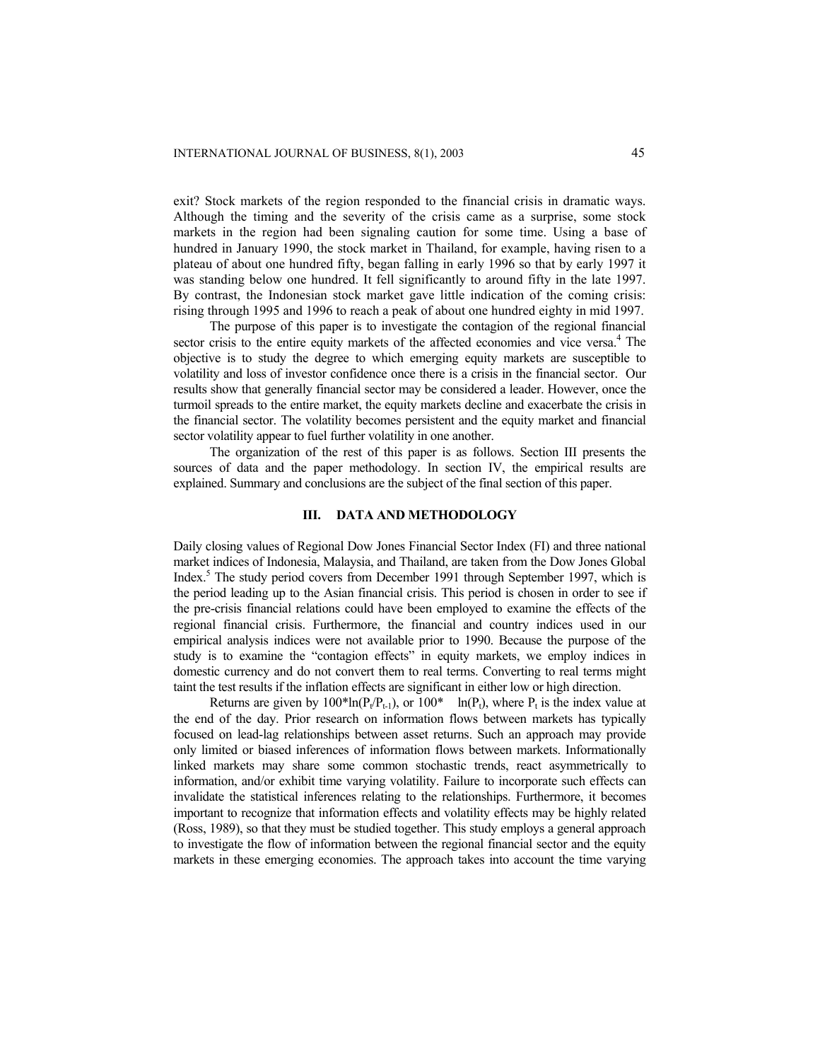exit? Stock markets of the region responded to the financial crisis in dramatic ways. Although the timing and the severity of the crisis came as a surprise, some stock markets in the region had been signaling caution for some time. Using a base of hundred in January 1990, the stock market in Thailand, for example, having risen to a plateau of about one hundred fifty, began falling in early 1996 so that by early 1997 it was standing below one hundred. It fell significantly to around fifty in the late 1997. By contrast, the Indonesian stock market gave little indication of the coming crisis: rising through 1995 and 1996 to reach a peak of about one hundred eighty in mid 1997.

The purpose of this paper is to investigate the contagion of the regional financial sector crisis to the entire equity markets of the affected economies and vice versa.[4] The objective is to study the degree to which emerging equity markets are susceptible to volatility and loss of investor confidence once there is a crisis in the financial sector. Our results show that generally financial sector may be considered a leader. However, once the turmoil spreads to the entire market, the equity markets decline and exacerbate the crisis in the financial sector. The volatility becomes persistent and the equity market and financial sector volatility appear to fuel further volatility in one another.

The organization of the rest of this paper is as follows. Section III presents the sources of data and the paper methodology. In section IV, the empirical results are explained. Summary and conclusions are the subject of the final section of this paper.

## III. DATA AND METHODOLOGY

Daily closing values of Regional Dow Jones Financial Sector Index (FI) and three national market indices of Indonesia, Malaysia, and Thailand, are taken from the Dow Jones Global Index.[5] The study period covers from December 1991 through September 1997, which is the period leading up to the Asian financial crisis. This period is chosen in order to see if the pre-crisis financial relations could have been employed to examine the effects of the regional financial crisis. Furthermore, the financial and country indices used in our empirical analysis indices were not available prior to 1990. Because the purpose of the study is to examine the "contagion effects" in equity markets, we employ indices in domestic currency and do not convert them to real terms. Converting to real terms might taint the test results if the inflation effects are significant in either low or high direction.

Returns are given by $100^*\ln(P_t/P_{t-1})$, or $100^* \quad \ln(P_t)$, where $P_t$ is the index value at the end of the day. Prior research on information flows between markets has typically focused on lead-lag relationships between asset returns. Such an approach may provide only limited or biased inferences of information flows between markets. Informationally linked markets may share some common stochastic trends, react asymmetrically to information, and/or exhibit time varying volatility. Failure to incorporate such effects can invalidate the statistical inferences relating to the relationships. Furthermore, it becomes important to recognize that information effects and volatility effects may be highly related (Ross, 1989), so that they must be studied together. This study employs a general approach to investigate the flow of information between the regional financial sector and the equity markets in these emerging economies. The approach takes into account the time varying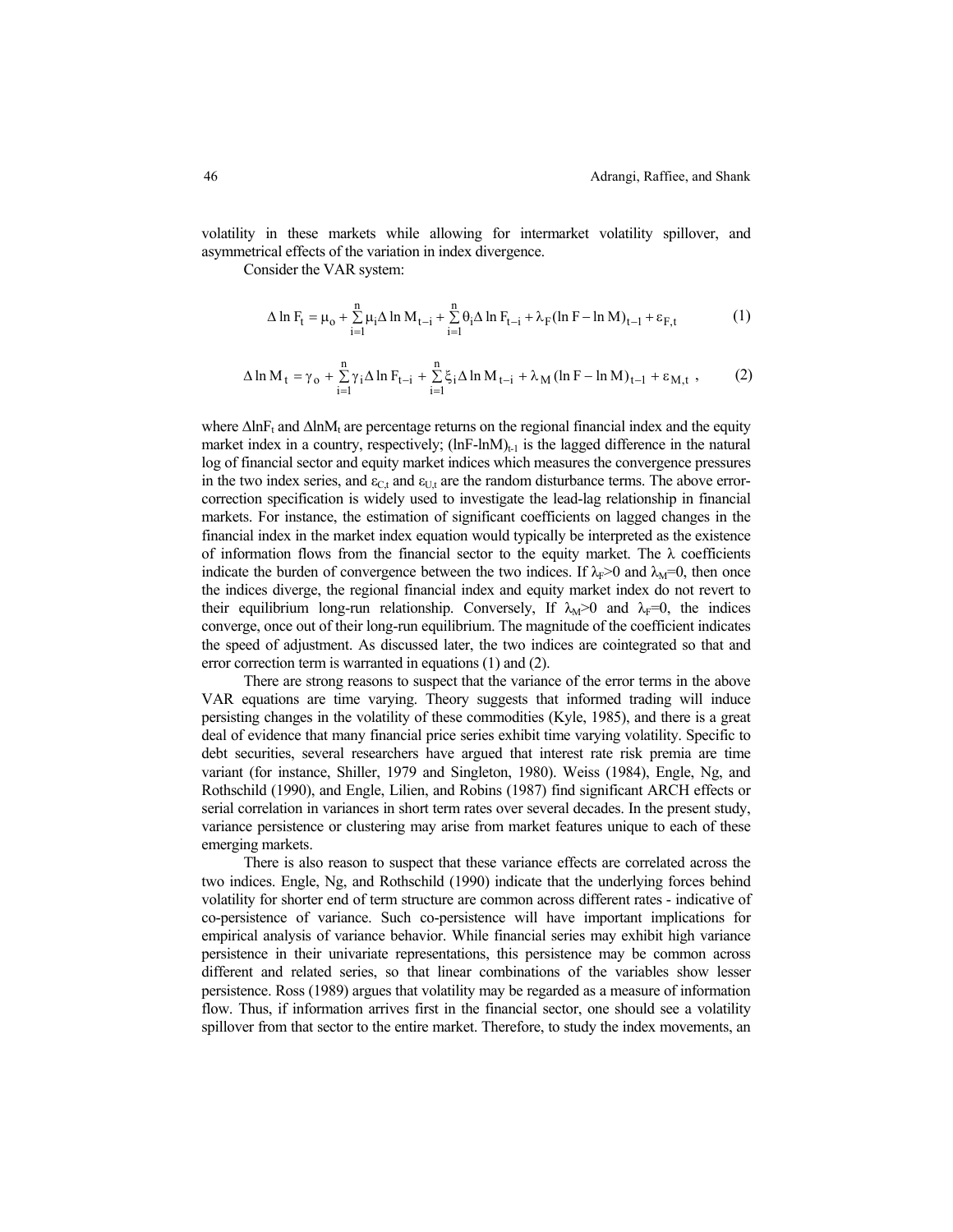volatility in these markets while allowing for intermarket volatility spillover, and asymmetrical effects of the variation in index divergence.

Consider the VAR system:

$$\Delta \ln F_t = \mu_o + \sum_{i=1}^{n} \mu_i \Delta \ln M_{t-i} + \sum_{i=1}^{n} \theta_i \Delta \ln F_{t-i} + \lambda_F (\ln F - \ln M)_{t-1} + \varepsilon_{F,t} \tag{1}$$

$$\Delta \ln M_t = \gamma_o + \sum_{i=1}^{n} \gamma_i \Delta \ln F_{t-i} + \sum_{i=1}^{n} \xi_i \Delta \ln M_{t-i} + \lambda_M (\ln F - \ln M)_{t-1} + \varepsilon_{M,t} , \tag{2}$$

where $\Delta \ln F_t$ and $\Delta \ln M_t$ are percentage returns on the regional financial index and the equity market index in a country, respectively; $(\ln F\text{-}\ln M)_{t-1}$ is the lagged difference in the natural log of financial sector and equity market indices which measures the convergence pressures in the two index series, and $\varepsilon_{C,t}$ and $\varepsilon_{U,t}$ are the random disturbance terms. The above error-correction specification is widely used to investigate the lead-lag relationship in financial markets. For instance, the estimation of significant coefficients on lagged changes in the financial index in the market index equation would typically be interpreted as the existence of information flows from the financial sector to the equity market. The $\lambda$ coefficients indicate the burden of convergence between the two indices. If $\lambda_F>0$ and $\lambda_M=0$, then once the indices diverge, the regional financial index and equity market index do not revert to their equilibrium long-run relationship. Conversely, If $\lambda_M>0$ and $\lambda_F=0$, the indices converge, once out of their long-run equilibrium. The magnitude of the coefficient indicates the speed of adjustment. As discussed later, the two indices are cointegrated so that and error correction term is warranted in equations (1) and (2).

There are strong reasons to suspect that the variance of the error terms in the above VAR equations are time varying. Theory suggests that informed trading will induce persisting changes in the volatility of these commodities (Kyle, 1985), and there is a great deal of evidence that many financial price series exhibit time varying volatility. Specific to debt securities, several researchers have argued that interest rate risk premia are time variant (for instance, Shiller, 1979 and Singleton, 1980). Weiss (1984), Engle, Ng, and Rothschild (1990), and Engle, Lilien, and Robins (1987) find significant ARCH effects or serial correlation in variances in short term rates over several decades. In the present study, variance persistence or clustering may arise from market features unique to each of these emerging markets.

There is also reason to suspect that these variance effects are correlated across the two indices. Engle, Ng, and Rothschild (1990) indicate that the underlying forces behind volatility for shorter end of term structure are common across different rates - indicative of co-persistence of variance. Such co-persistence will have important implications for empirical analysis of variance behavior. While financial series may exhibit high variance persistence in their univariate representations, this persistence may be common across different and related series, so that linear combinations of the variables show lesser persistence. Ross (1989) argues that volatility may be regarded as a measure of information flow. Thus, if information arrives first in the financial sector, one should see a volatility spillover from that sector to the entire market. Therefore, to study the index movements, an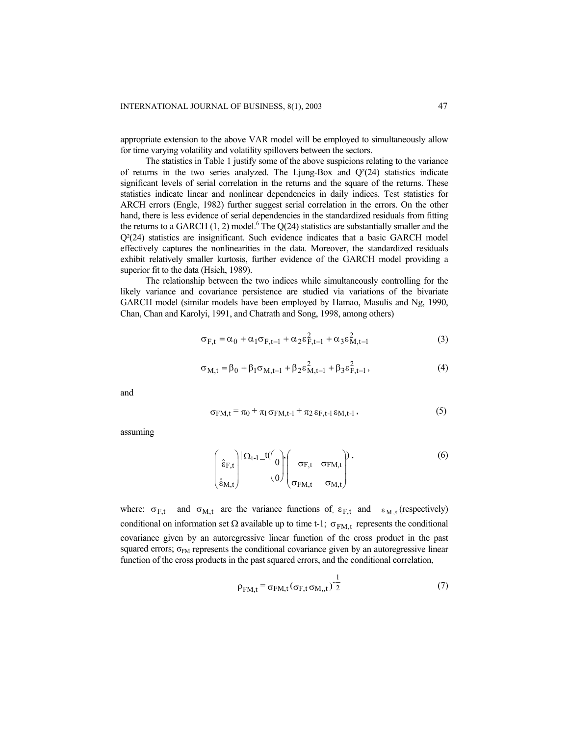appropriate extension to the above VAR model will be employed to simultaneously allow for time varying volatility and volatility spillovers between the sectors.

The statistics in Table 1 justify some of the above suspicions relating to the variance of returns in the two series analyzed. The Ljung-Box and $Q^2(24)$ statistics indicate significant levels of serial correlation in the returns and the square of the returns. These statistics indicate linear and nonlinear dependencies in daily indices. Test statistics for ARCH errors (Engle, 1982) further suggest serial correlation in the errors. On the other hand, there is less evidence of serial dependencies in the standardized residuals from fitting the returns to a GARCH (1, 2) model.[6] The Q(24) statistics are substantially smaller and the $Q^2(24)$ statistics are insignificant. Such evidence indicates that a basic GARCH model effectively captures the nonlinearities in the data. Moreover, the standardized residuals exhibit relatively smaller kurtosis, further evidence of the GARCH model providing a superior fit to the data (Hsieh, 1989).

The relationship between the two indices while simultaneously controlling for the likely variance and covariance persistence are studied via variations of the bivariate GARCH model (similar models have been employed by Hamao, Masulis and Ng, 1990, Chan, Chan and Karolyi, 1991, and Chatrath and Song, 1998, among others)

$$\sigma_{F,t} = \alpha_0 + \alpha_1 \sigma_{F,t-1} + \alpha_2 \varepsilon_{F,t-1}^2 + \alpha_3 \varepsilon_{M,t-1}^2 \tag{3}$$

$$\sigma_{M,t} = \beta_0 + \beta_1 \sigma_{M,t-1} + \beta_2 \varepsilon_{M,t-1}^2 + \beta_3 \varepsilon_{F,t-1}^2, \tag{4}$$

and

$$\sigma_{FM,t} = \pi_0 + \pi_1 \sigma_{FM,t-1} + \pi_2 \varepsilon_{F,t-1} \varepsilon_{M,t-1}, \tag{5}$$

assuming

$$\begin{pmatrix} \hat{\varepsilon}_{F,t} \\ \hat{\varepsilon}_{M,t} \end{pmatrix} | \Omega_{t-1} \_ t\left( \begin{pmatrix} 0 \\ 0 \end{pmatrix}, \begin{pmatrix} \sigma_{F,t} & \sigma_{FM,t} \\ \sigma_{FM,t} & \sigma_{M,t} \end{pmatrix} \right), \tag{6}$$

where: $\sigma_{F,t}$ and $\sigma_{M,t}$ are the variance functions of $\varepsilon_{F,t}$ and $\varepsilon_{M,t}$ (respectively) conditional on information set $\Omega$ available up to time t-1; $\sigma_{FM,t}$ represents the conditional covariance given by an autoregressive linear function of the cross product in the past squared errors; $\sigma_{FM}$ represents the conditional covariance given by an autoregressive linear function of the cross products in the past squared errors, and the conditional correlation,

$$\rho_{FM,t} = \sigma_{FM,t} (\sigma_{F,t} \sigma_{M,t})^{-\frac{1}{2}} \tag{7}$$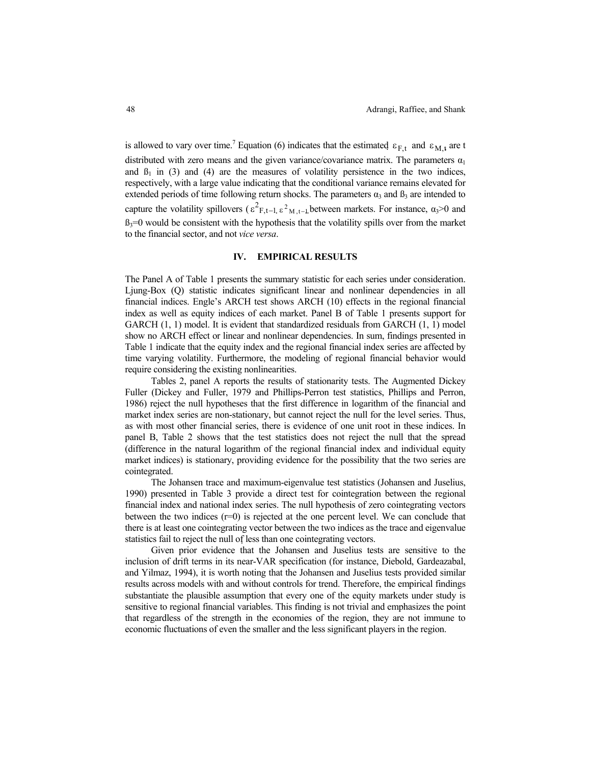is allowed to vary over time.[7] Equation (6) indicates that the estimated $\varepsilon_{F,t}$ and $\varepsilon_{M,t}$ are t distributed with zero means and the given variance/covariance matrix. The parameters $\alpha_1$ and $\beta_1$ in (3) and (4) are the measures of volatility persistence in the two indices, respectively, with a large value indicating that the conditional variance remains elevated for extended periods of time following return shocks. The parameters $\alpha_3$ and $\beta_3$ are intended to capture the volatility spillovers ($\varepsilon^2_{F,t-1,}$ $\varepsilon^2_{M,t-1,}$between markets. For instance, $\alpha_3>0$ and $\beta_3=0$ would be consistent with the hypothesis that the volatility spills over from the market to the financial sector, and not *vice versa*.

## IV. EMPIRICAL RESULTS

The Panel A of Table 1 presents the summary statistic for each series under consideration. Ljung-Box (Q) statistic indicates significant linear and nonlinear dependencies in all financial indices. Engle's ARCH test shows ARCH (10) effects in the regional financial index as well as equity indices of each market. Panel B of Table 1 presents support for GARCH (1, 1) model. It is evident that standardized residuals from GARCH (1, 1) model show no ARCH effect or linear and nonlinear dependencies. In sum, findings presented in Table 1 indicate that the equity index and the regional financial index series are affected by time varying volatility. Furthermore, the modeling of regional financial behavior would require considering the existing nonlinearities.

Tables 2, panel A reports the results of stationarity tests. The Augmented Dickey Fuller (Dickey and Fuller, 1979 and Phillips-Perron test statistics, Phillips and Perron, 1986) reject the null hypotheses that the first difference in logarithm of the financial and market index series are non-stationary, but cannot reject the null for the level series. Thus, as with most other financial series, there is evidence of one unit root in these indices. In panel B, Table 2 shows that the test statistics does not reject the null that the spread (difference in the natural logarithm of the regional financial index and individual equity market indices) is stationary, providing evidence for the possibility that the two series are cointegrated.

The Johansen trace and maximum-eigenvalue test statistics (Johansen and Juselius, 1990) presented in Table 3 provide a direct test for cointegration between the regional financial index and national index series. The null hypothesis of zero cointegrating vectors between the two indices (r=0) is rejected at the one percent level. We can conclude that there is at least one cointegrating vector between the two indices as the trace and eigenvalue statistics fail to reject the null of less than one cointegrating vectors.

Given prior evidence that the Johansen and Juselius tests are sensitive to the inclusion of drift terms in its near-VAR specification (for instance, Diebold, Gardeazabal, and Yilmaz, 1994), it is worth noting that the Johansen and Juselius tests provided similar results across models with and without controls for trend. Therefore, the empirical findings substantiate the plausible assumption that every one of the equity markets under study is sensitive to regional financial variables. This finding is not trivial and emphasizes the point that regardless of the strength in the economies of the region, they are not immune to economic fluctuations of even the smaller and the less significant players in the region.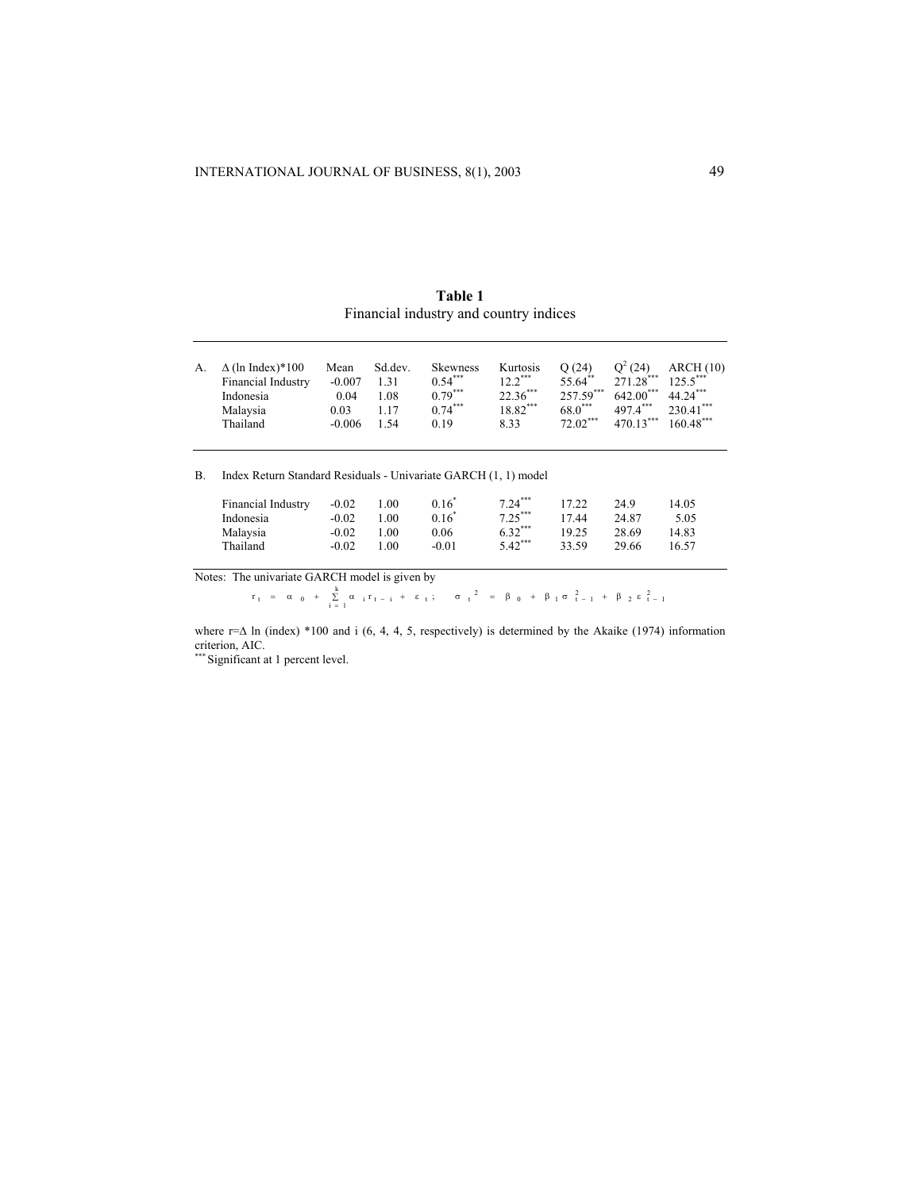**Table 1**
Financial industry and country indices

| A. | $\Delta$ (ln Index)*100 | Mean | Sd.dev. | Skewness | Kurtosis | Q (24) | $Q^2$ (24) | ARCH (10) |
|---|---|---|---|---|---|---|---|---|
| | Financial Industry | -0.007 | 1.31 | 0.54*** | 12.2*** | 55.64** | 271.28*** | 125.5*** |
| | Indonesia | 0.04 | 1.08 | 0.79*** | 22.36*** | 257.59*** | 642.00*** | 44.24*** |
| | Malaysia | 0.03 | 1.17 | 0.74*** | 18.82*** | 68.0*** | 497.4*** | 230.41*** |
| | Thailand | -0.006 | 1.54 | 0.19 | 8.33 | 72.02*** | 470.13*** | 160.48*** |
| B. | Index Return Standard Residuals - Univariate GARCH (1, 1) model | | | | | | | |
| | Financial Industry | -0.02 | 1.00 | 0.16* | 7.24*** | 17.22 | 24.9 | 14.05 |
| | Indonesia | -0.02 | 1.00 | 0.16* | 7.25*** | 17.44 | 24.87 | 5.05 |
| | Malaysia | -0.02 | 1.00 | 0.06 | 6.32*** | 19.25 | 28.69 | 14.83 |
| | Thailand | -0.02 | 1.00 | -0.01 | 5.42*** | 33.59 | 29.66 | 16.57 |

Notes: The univariate GARCH model is given by

$$r_t = \alpha_0 + \sum_{i=1}^{k} \alpha_i r_{t-i} + \varepsilon_t; \quad \sigma_t^2 = \beta_0 + \beta_1 \sigma_{t-1}^2 + \beta_2 \varepsilon_{t-1}^2$$

where r=$\Delta$ ln (index) *100 and i (6, 4, 4, 5, respectively) is determined by the Akaike (1974) information criterion, AIC.

*** Significant at 1 percent level.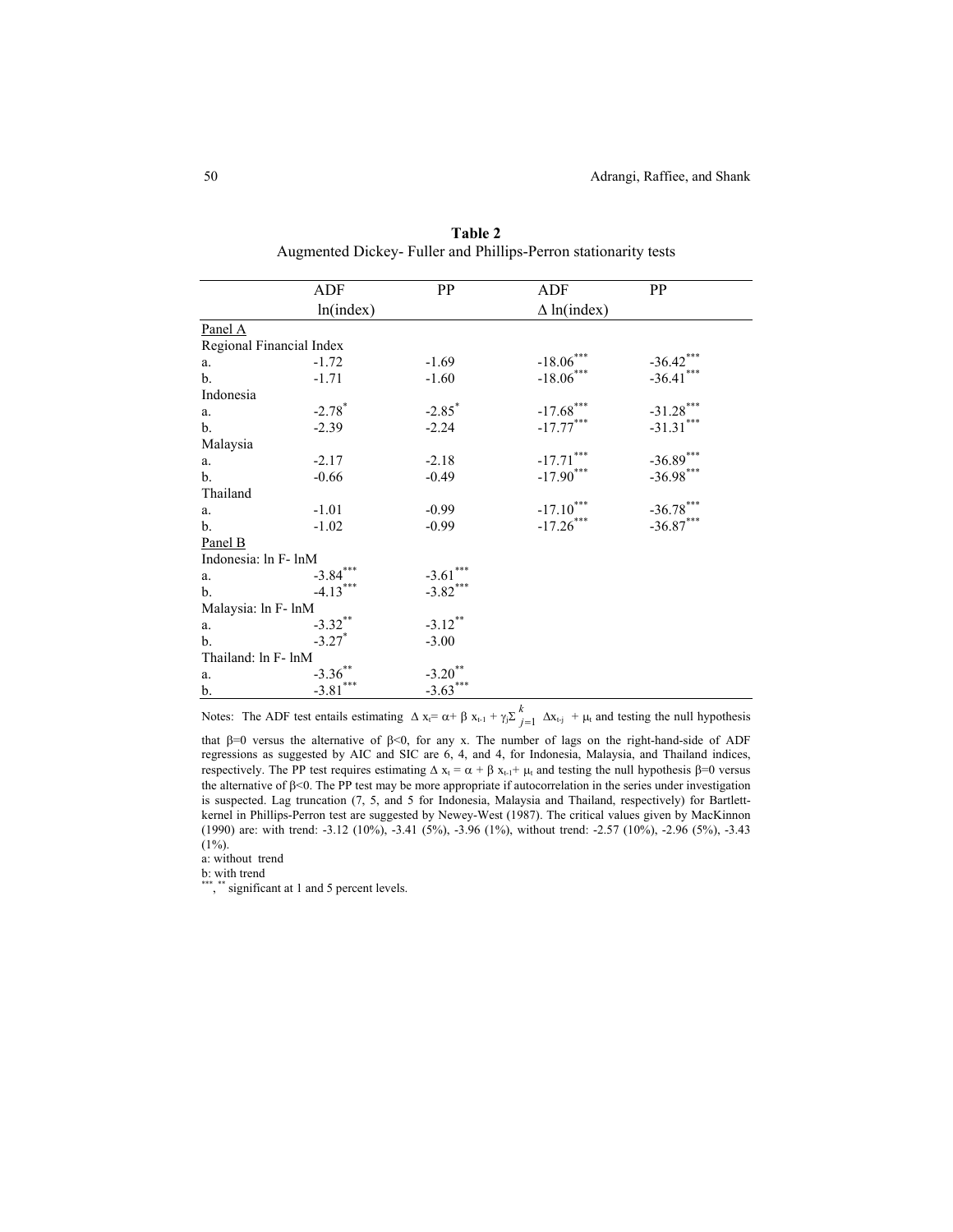**Table 2**
Augmented Dickey- Fuller and Phillips-Perron stationarity tests

| | ADF ln(index) | PP | ADF $\Delta$ ln(index) | PP |
|---|---|---|---|---|
| Panel A | | | | |
| Regional Financial Index | | | | |
| a. | -1.72 | -1.69 | $-18.06^{***}$ | $-36.42^{***}$ |
| b. | -1.71 | -1.60 | $-18.06^{***}$ | $-36.41^{***}$ |
| Indonesia | | | | |
| a. | $-2.78^{*}$ | $-2.85^{*}$ | $-17.68^{***}$ | $-31.28^{***}$ |
| b. | -2.39 | -2.24 | $-17.77^{***}$ | $-31.31^{***}$ |
| Malaysia | | | | |
| a. | -2.17 | -2.18 | $-17.71^{***}$ | $-36.89^{***}$ |
| b. | -0.66 | -0.49 | $-17.90^{***}$ | $-36.98^{***}$ |
| Thailand | | | | |
| a. | -1.01 | -0.99 | $-17.10^{***}$ | $-36.78^{***}$ |
| b. | -1.02 | -0.99 | $-17.26^{***}$ | $-36.87^{***}$ |
| Panel B | | | | |
| Indonesia: ln F- lnM | | | | |
| a. | $-3.84^{***}$ | $-3.61^{***}$ | | |
| b. | $-4.13^{***}$ | $-3.82^{***}$ | | |
| Malaysia: ln F- lnM | | | | |
| a. | $-3.32^{**}$ | $-3.12^{**}$ | | |
| b. | $-3.27^{*}$ | -3.00 | | |
| Thailand: ln F- lnM | | | | |
| a. | $-3.36^{**}$ | $-3.20^{**}$ | | |
| b. | $-3.81^{***}$ | $-3.63^{***}$ | | |

Notes: The ADF test entails estimating $\Delta x_t = \alpha + \beta x_{t-1} + \gamma_j \sum_{j=1}^{k} \Delta x_{t-j} + \mu_t$ and testing the null hypothesis that $\beta=0$ versus the alternative of $\beta<0$, for any x. The number of lags on the right-hand-side of ADF regressions as suggested by AIC and SIC are 6, 4, and 4, for Indonesia, Malaysia, and Thailand indices, respectively. The PP test requires estimating $\Delta x_t = \alpha + \beta x_{t-1} + \mu_t$ and testing the null hypothesis $\beta=0$ versus the alternative of $\beta<0$. The PP test may be more appropriate if autocorrelation in the series under investigation is suspected. Lag truncation (7, 5, and 5 for Indonesia, Malaysia and Thailand, respectively) for Bartlett-kernel in Phillips-Perron test are suggested by Newey-West (1987). The critical values given by MacKinnon (1990) are: with trend: -3.12 (10%), -3.41 (5%), -3.96 (1%), without trend: -2.57 (10%), -2.96 (5%), -3.43 (1%).

a: without trend

b: with trend

$^{***}$, $^{**}$ significant at 1 and 5 percent levels.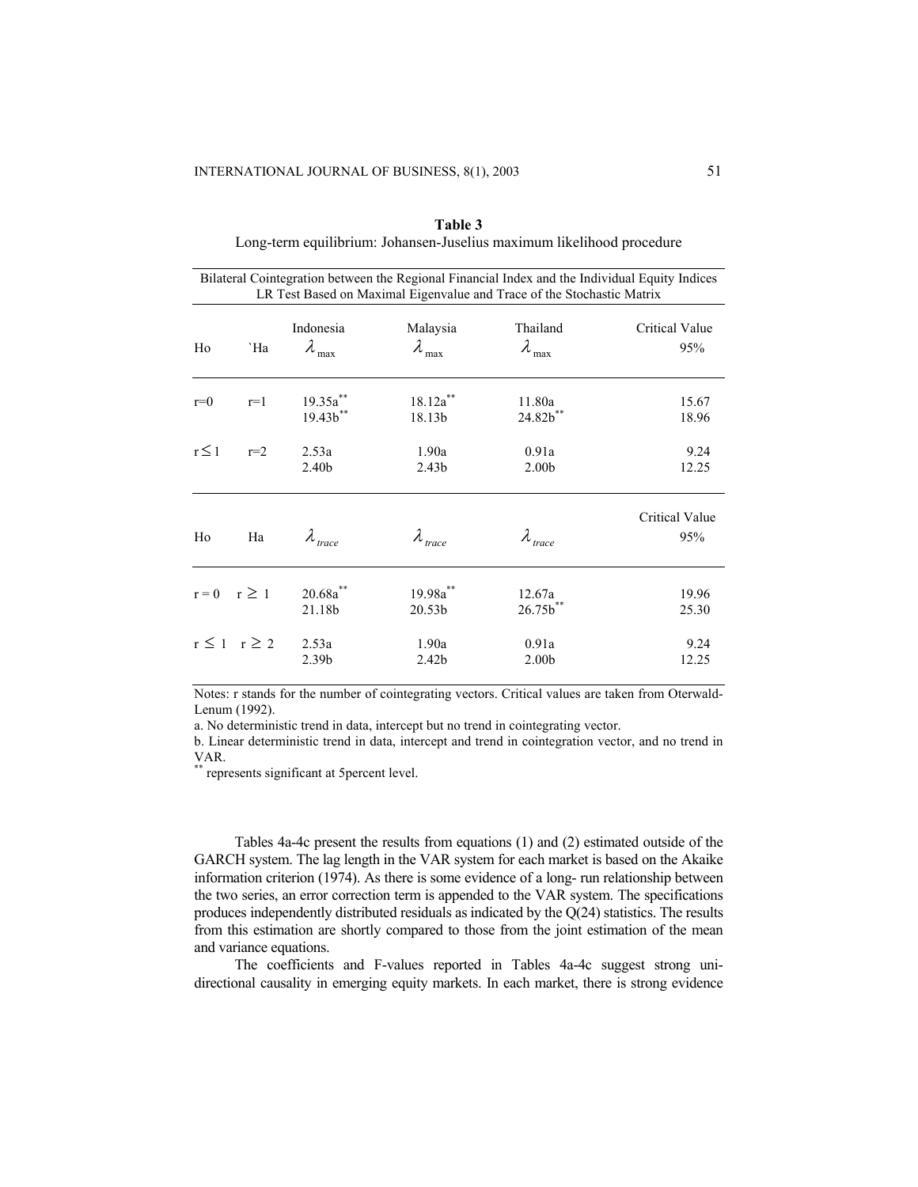**Table 3**
Long-term equilibrium: Johansen-Juselius maximum likelihood procedure

| Bilateral Cointegration between the Regional Financial Index and the Individual Equity Indices<br>LR Test Based on Maximal Eigenvalue and Trace of the Stochastic Matrix | | | | | |
|---|---|---|---|---|---|
| Ho | `Ha | Indonesia $\lambda_{max}$ | Malaysia $\lambda_{max}$ | Thailand $\lambda_{max}$ | Critical Value 95% |
| r=0 | r=1 | 19.35a** <br> 19.43b** | 18.12a** <br> 18.13b | 11.80a <br> 24.82b** | 15.67 <br> 18.96 |
| $r \leq 1$ | r=2 | 2.53a <br> 2.40b | 1.90a <br> 2.43b | 0.91a <br> 2.00b | 9.24 <br> 12.25 |
| Ho | Ha | $\lambda_{trace}$ | $\lambda_{trace}$ | $\lambda_{trace}$ | Critical Value 95% |
| r = 0 | $r \geq 1$ | 20.68a** <br> 21.18b | 19.98a** <br> 20.53b | 12.67a <br> 26.75b** | 19.96 <br> 25.30 |
| $r \leq 1$ | $r \geq 2$ | 2.53a <br> 2.39b | 1.90a <br> 2.42b | 0.91a <br> 2.00b | 9.24 <br> 12.25 |

Notes: r stands for the number of cointegrating vectors. Critical values are taken from Oterwald-Lenum (1992).

a. No deterministic trend in data, intercept but no trend in cointegrating vector.

b. Linear deterministic trend in data, intercept and trend in cointegration vector, and no trend in VAR.

** represents significant at 5percent level.

Tables 4a-4c present the results from equations (1) and (2) estimated outside of the GARCH system. The lag length in the VAR system for each market is based on the Akaike information criterion (1974). As there is some evidence of a long- run relationship between the two series, an error correction term is appended to the VAR system. The specifications produces independently distributed residuals as indicated by the Q(24) statistics. The results from this estimation are shortly compared to those from the joint estimation of the mean and variance equations.

The coefficients and F-values reported in Tables 4a-4c suggest strong uni-directional causality in emerging equity markets. In each market, there is strong evidence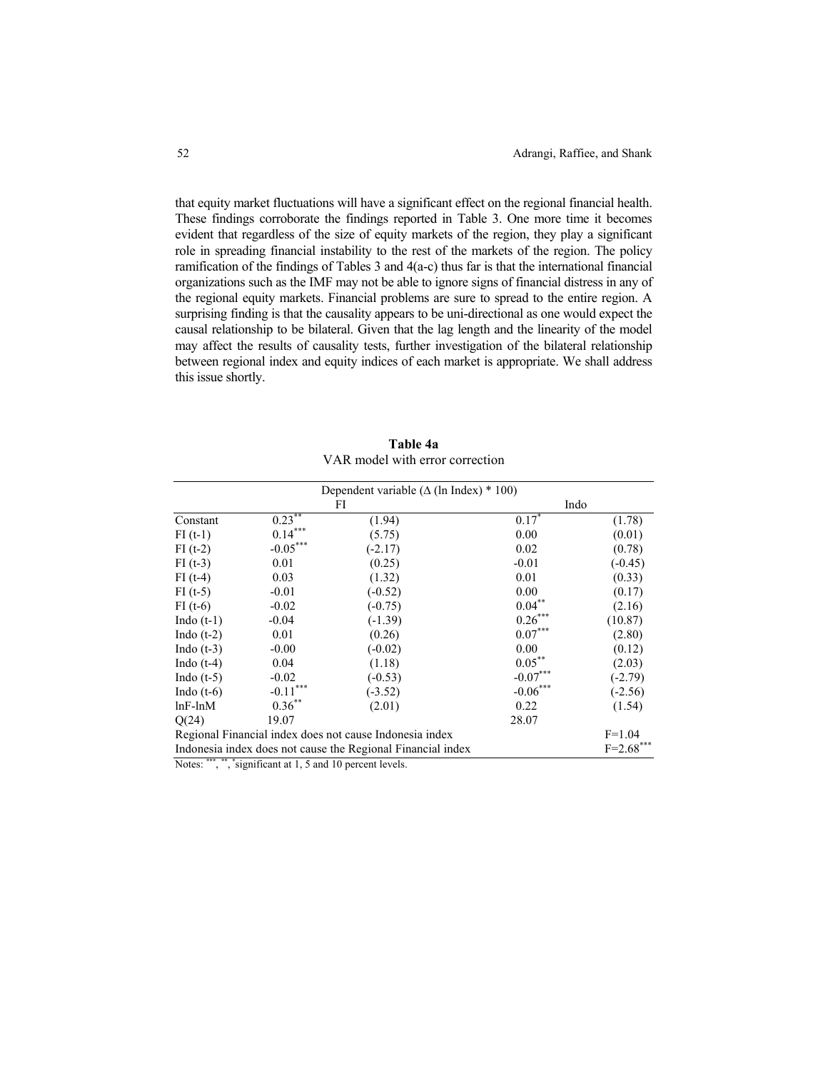that equity market fluctuations will have a significant effect on the regional financial health. These findings corroborate the findings reported in Table 3. One more time it becomes evident that regardless of the size of equity markets of the region, they play a significant role in spreading financial instability to the rest of the markets of the region. The policy ramification of the findings of Tables 3 and 4(a-c) thus far is that the international financial organizations such as the IMF may not be able to ignore signs of financial distress in any of the regional equity markets. Financial problems are sure to spread to the entire region. A surprising finding is that the causality appears to be uni-directional as one would expect the causal relationship to be bilateral. Given that the lag length and the linearity of the model may affect the results of causality tests, further investigation of the bilateral relationship between regional index and equity indices of each market is appropriate. We shall address this issue shortly.

**Table 4a**
VAR model with error correction

| | Dependent variable ($\Delta$ (ln Index) * 100) | | | |
|---|---|---|---|---|
| | FI | | Indo | |
| Constant | 0.23** | (1.94) | 0.17* | (1.78) |
| FI (t-1) | 0.14*** | (5.75) | 0.00 | (0.01) |
| FI (t-2) | -0.05*** | (-2.17) | 0.02 | (0.78) |
| FI (t-3) | 0.01 | (0.25) | -0.01 | (-0.45) |
| FI (t-4) | 0.03 | (1.32) | 0.01 | (0.33) |
| FI (t-5) | -0.01 | (-0.52) | 0.00 | (0.17) |
| FI (t-6) | -0.02 | (-0.75) | 0.04** | (2.16) |
| Indo (t-1) | -0.04 | (-1.39) | 0.26*** | (10.87) |
| Indo (t-2) | 0.01 | (0.26) | 0.07*** | (2.80) |
| Indo (t-3) | -0.00 | (-0.02) | 0.00 | (0.12) |
| Indo (t-4) | 0.04 | (1.18) | 0.05** | (2.03) |
| Indo (t-5) | -0.02 | (-0.53) | -0.07*** | (-2.79) |
| Indo (t-6) | -0.11*** | (-3.52) | -0.06*** | (-2.56) |
| lnF-lnM | 0.36** | (2.01) | 0.22 | (1.54) |
| Q(24) | 19.07 | | 28.07 | |
| Regional Financial index does not cause Indonesia index | | | | F=1.04 |
| Indonesia index does not cause the Regional Financial index | | | | F=2.68*** |

Notes: ***, **, * significant at 1, 5 and 10 percent levels.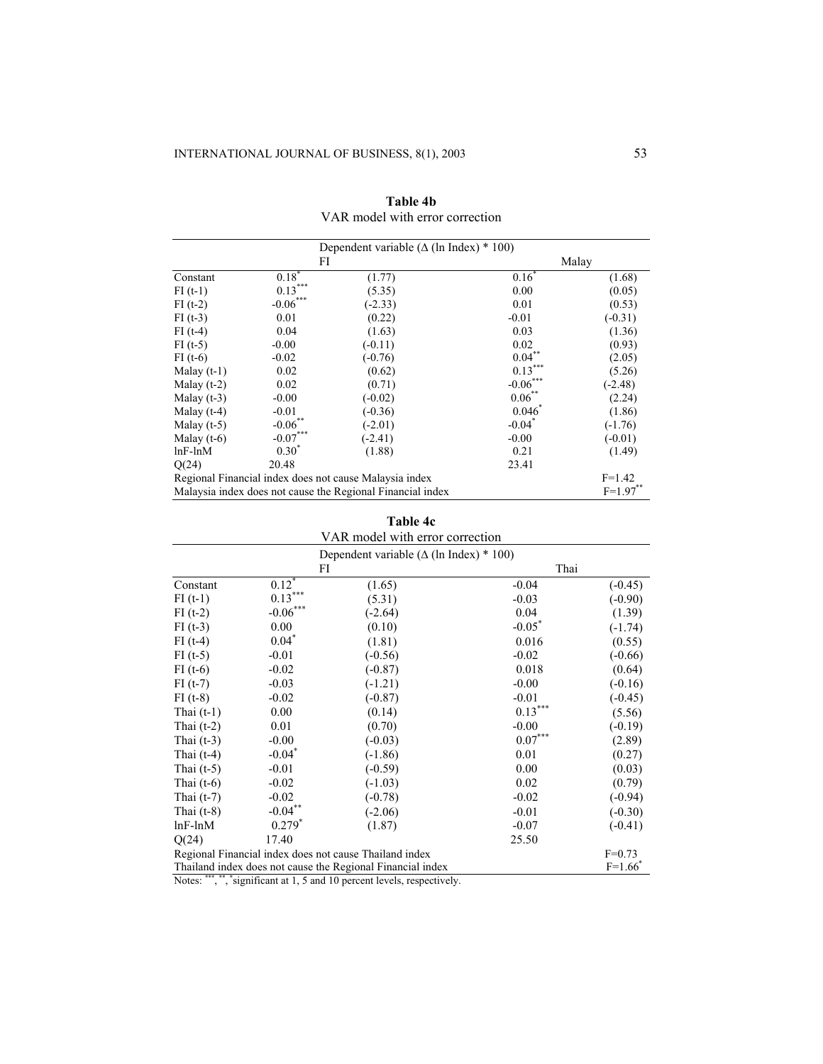**Table 4b**
VAR model with error correction

| | Dependent variable (Δ (ln Index) * 100) | | | |
|---|---|---|---|---|
| | FI | | Malay | |
| Constant | 0.18* | (1.77) | 0.16* | (1.68) |
| FI (t-1) | 0.13*** | (5.35) | 0.00 | (0.05) |
| FI (t-2) | -0.06*** | (-2.33) | 0.01 | (0.53) |
| FI (t-3) | 0.01 | (0.22) | -0.01 | (-0.31) |
| FI (t-4) | 0.04 | (1.63) | 0.03 | (1.36) |
| FI (t-5) | -0.00 | (-0.11) | 0.02 | (0.93) |
| FI (t-6) | -0.02 | (-0.76) | 0.04** | (2.05) |
| Malay (t-1) | 0.02 | (0.62) | 0.13*** | (5.26) |
| Malay (t-2) | 0.02 | (0.71) | -0.06*** | (-2.48) |
| Malay (t-3) | -0.00 | (-0.02) | 0.06** | (2.24) |
| Malay (t-4) | -0.01 | (-0.36) | 0.046* | (1.86) |
| Malay (t-5) | -0.06** | (-2.01) | -0.04* | (-1.76) |
| Malay (t-6) | -0.07*** | (-2.41) | -0.00 | (-0.01) |
| lnF-lnM | 0.30* | (1.88) | 0.21 | (1.49) |
| Q(24) | 20.48 | | 23.41 | |
| Regional Financial index does not cause Malaysia index | | | | F=1.42 |
| Malaysia index does not cause the Regional Financial index | | | | F=1.97** |

**Table 4c**
VAR model with error correction

| | Dependent variable (Δ (ln Index) * 100) | | | |
|---|---|---|---|---|
| | FI | | Thai | |
| Constant | 0.12* | (1.65) | -0.04 | (-0.45) |
| FI (t-1) | 0.13*** | (5.31) | -0.03 | (-0.90) |
| FI (t-2) | -0.06*** | (-2.64) | 0.04 | (1.39) |
| FI (t-3) | 0.00 | (0.10) | -0.05* | (-1.74) |
| FI (t-4) | 0.04* | (1.81) | 0.016 | (0.55) |
| FI (t-5) | -0.01 | (-0.56) | -0.02 | (-0.66) |
| FI (t-6) | -0.02 | (-0.87) | 0.018 | (0.64) |
| FI (t-7) | -0.03 | (-1.21) | -0.00 | (-0.16) |
| FI (t-8) | -0.02 | (-0.87) | -0.01 | (-0.45) |
| Thai (t-1) | 0.00 | (0.14) | 0.13*** | (5.56) |
| Thai (t-2) | 0.01 | (0.70) | -0.00 | (-0.19) |
| Thai (t-3) | -0.00 | (-0.03) | 0.07*** | (2.89) |
| Thai (t-4) | -0.04* | (-1.86) | 0.01 | (0.27) |
| Thai (t-5) | -0.01 | (-0.59) | 0.00 | (0.03) |
| Thai (t-6) | -0.02 | (-1.03) | 0.02 | (0.79) |
| Thai (t-7) | -0.02 | (-0.78) | -0.02 | (-0.94) |
| Thai (t-8) | -0.04** | (-2.06) | -0.01 | (-0.30) |
| lnF-lnM | 0.279* | (1.87) | -0.07 | (-0.41) |
| Q(24) | 17.40 | | 25.50 | |
| Regional Financial index does not cause Thailand index | | | | F=0.73 |
| Thailand index does not cause the Regional Financial index | | | | F=1.66* |

Notes: ***, **, * significant at 1, 5 and 10 percent levels, respectively.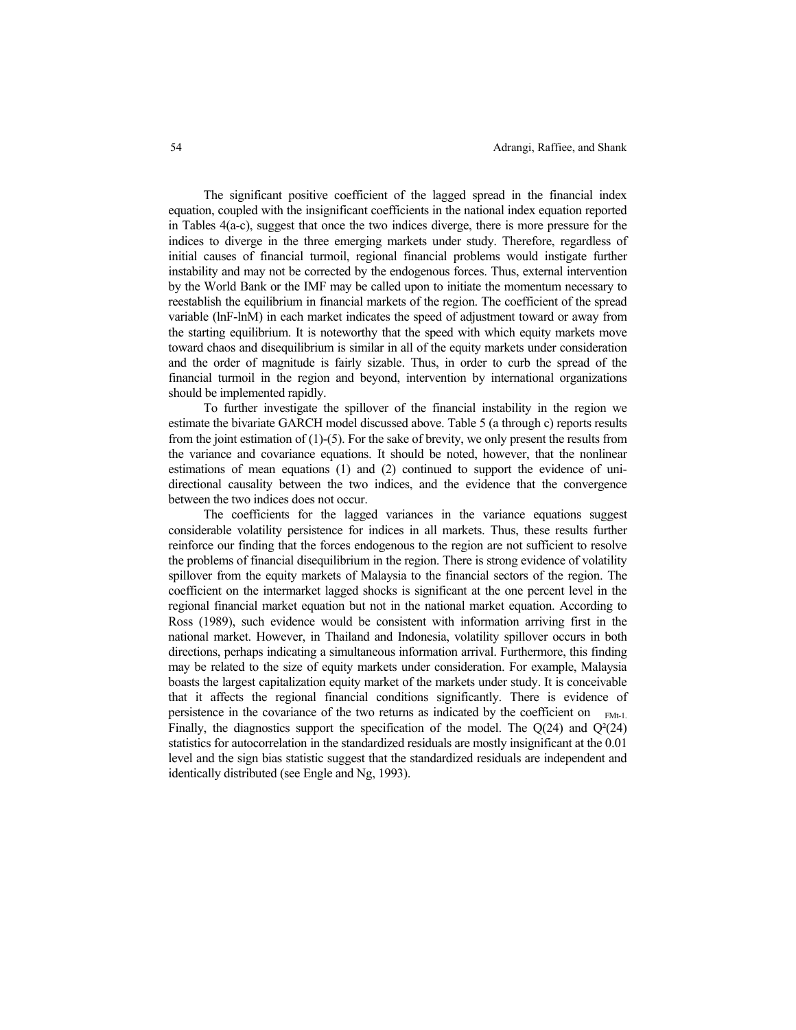The significant positive coefficient of the lagged spread in the financial index equation, coupled with the insignificant coefficients in the national index equation reported in Tables 4(a-c), suggest that once the two indices diverge, there is more pressure for the indices to diverge in the three emerging markets under study. Therefore, regardless of initial causes of financial turmoil, regional financial problems would instigate further instability and may not be corrected by the endogenous forces. Thus, external intervention by the World Bank or the IMF may be called upon to initiate the momentum necessary to reestablish the equilibrium in financial markets of the region. The coefficient of the spread variable (lnF-lnM) in each market indicates the speed of adjustment toward or away from the starting equilibrium. It is noteworthy that the speed with which equity markets move toward chaos and disequilibrium is similar in all of the equity markets under consideration and the order of magnitude is fairly sizable. Thus, in order to curb the spread of the financial turmoil in the region and beyond, intervention by international organizations should be implemented rapidly.

To further investigate the spillover of the financial instability in the region we estimate the bivariate GARCH model discussed above. Table 5 (a through c) reports results from the joint estimation of (1)-(5). For the sake of brevity, we only present the results from the variance and covariance equations. It should be noted, however, that the nonlinear estimations of mean equations (1) and (2) continued to support the evidence of uni-directional causality between the two indices, and the evidence that the convergence between the two indices does not occur.

The coefficients for the lagged variances in the variance equations suggest considerable volatility persistence for indices in all markets. Thus, these results further reinforce our finding that the forces endogenous to the region are not sufficient to resolve the problems of financial disequilibrium in the region. There is strong evidence of volatility spillover from the equity markets of Malaysia to the financial sectors of the region. The coefficient on the intermarket lagged shocks is significant at the one percent level in the regional financial market equation but not in the national market equation. According to Ross (1989), such evidence would be consistent with information arriving first in the national market. However, in Thailand and Indonesia, volatility spillover occurs in both directions, perhaps indicating a simultaneous information arrival. Furthermore, this finding may be related to the size of equity markets under consideration. For example, Malaysia boasts the largest capitalization equity market of the markets under study. It is conceivable that it affects the regional financial conditions significantly. There is evidence of persistence in the covariance of the two returns as indicated by the coefficient on $_{FMt-1}$. Finally, the diagnostics support the specification of the model. The Q(24) and $Q^2(24)$ statistics for autocorrelation in the standardized residuals are mostly insignificant at the 0.01 level and the sign bias statistic suggest that the standardized residuals are independent and identically distributed (see Engle and Ng, 1993).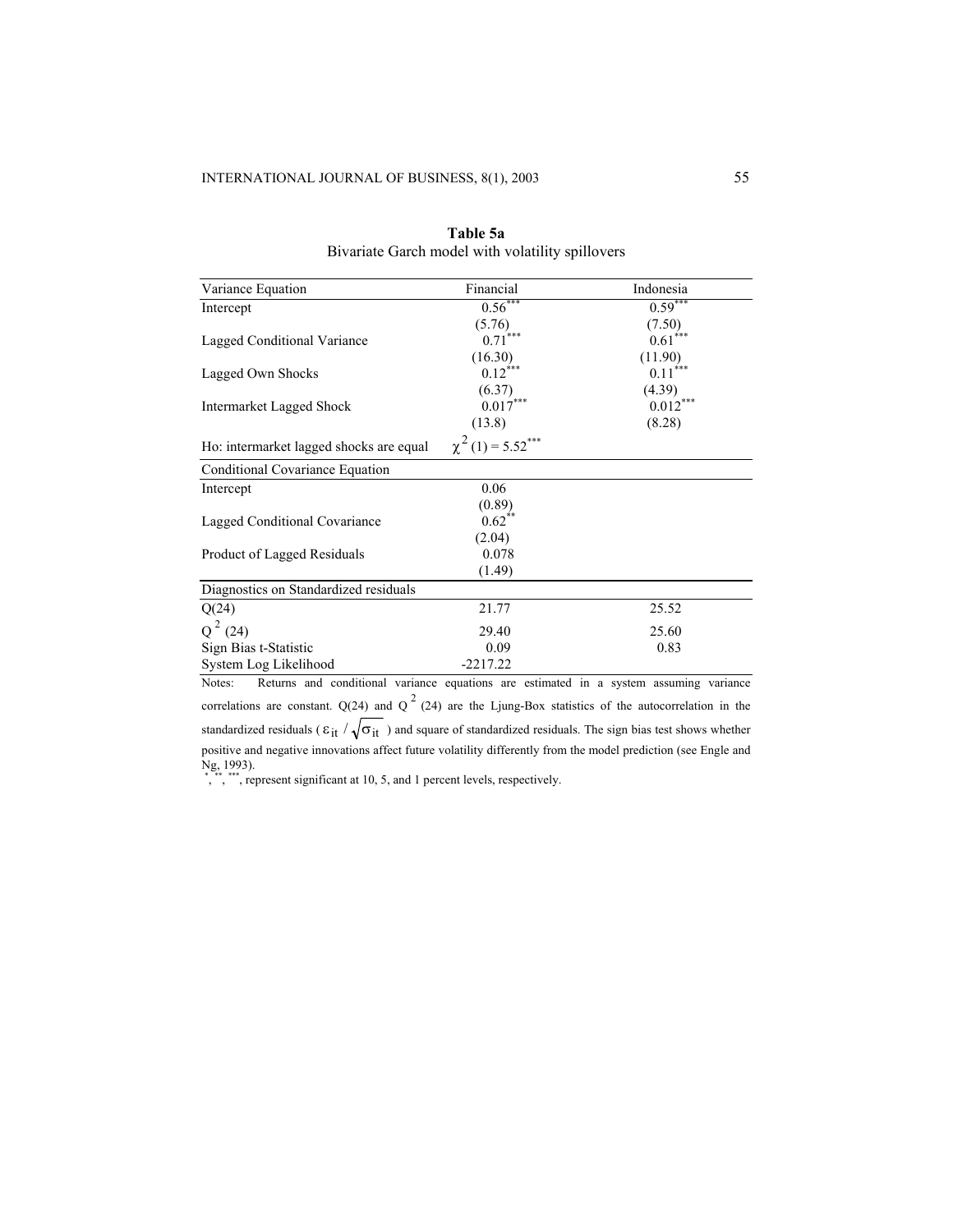**Table 5a**
Bivariate Garch model with volatility spillovers

| Variance Equation | Financial | Indonesia |
|---|---|---|
| Intercept | 0.56*** | 0.59*** |
| | (5.76) | (7.50) |
| Lagged Conditional Variance | 0.71*** | 0.61*** |
| | (16.30) | (11.90) |
| Lagged Own Shocks | 0.12*** | 0.11*** |
| | (6.37) | (4.39) |
| Intermarket Lagged Shock | 0.017*** | 0.012*** |
| | (13.8) | (8.28) |
| Ho: intermarket lagged shocks are equal | $\chi^2(1) = 5.52^{***}$ | |
| **Conditional Covariance Equation** | | |
| Intercept | 0.06 | |
| | (0.89) | |
| Lagged Conditional Covariance | 0.62** | |
| | (2.04) | |
| Product of Lagged Residuals | 0.078 | |
| | (1.49) | |
| **Diagnostics on Standardized residuals** | | |
| Q(24) | 21.77 | 25.52 |
| $Q^2(24)$ | 29.40 | 25.60 |
| Sign Bias t-Statistic | 0.09 | 0.83 |
| System Log Likelihood | -2217.22 | |

Notes: Returns and conditional variance equations are estimated in a system assuming variance correlations are constant. Q(24) and $Q^2$ (24) are the Ljung-Box statistics of the autocorrelation in the standardized residuals ( $\varepsilon_{it} / \sqrt{\sigma_{it}}$ ) and square of standardized residuals. The sign bias test shows whether positive and negative innovations affect future volatility differently from the model prediction (see Engle and Ng, 1993).

*, **, ***, represent significant at 10, 5, and 1 percent levels, respectively.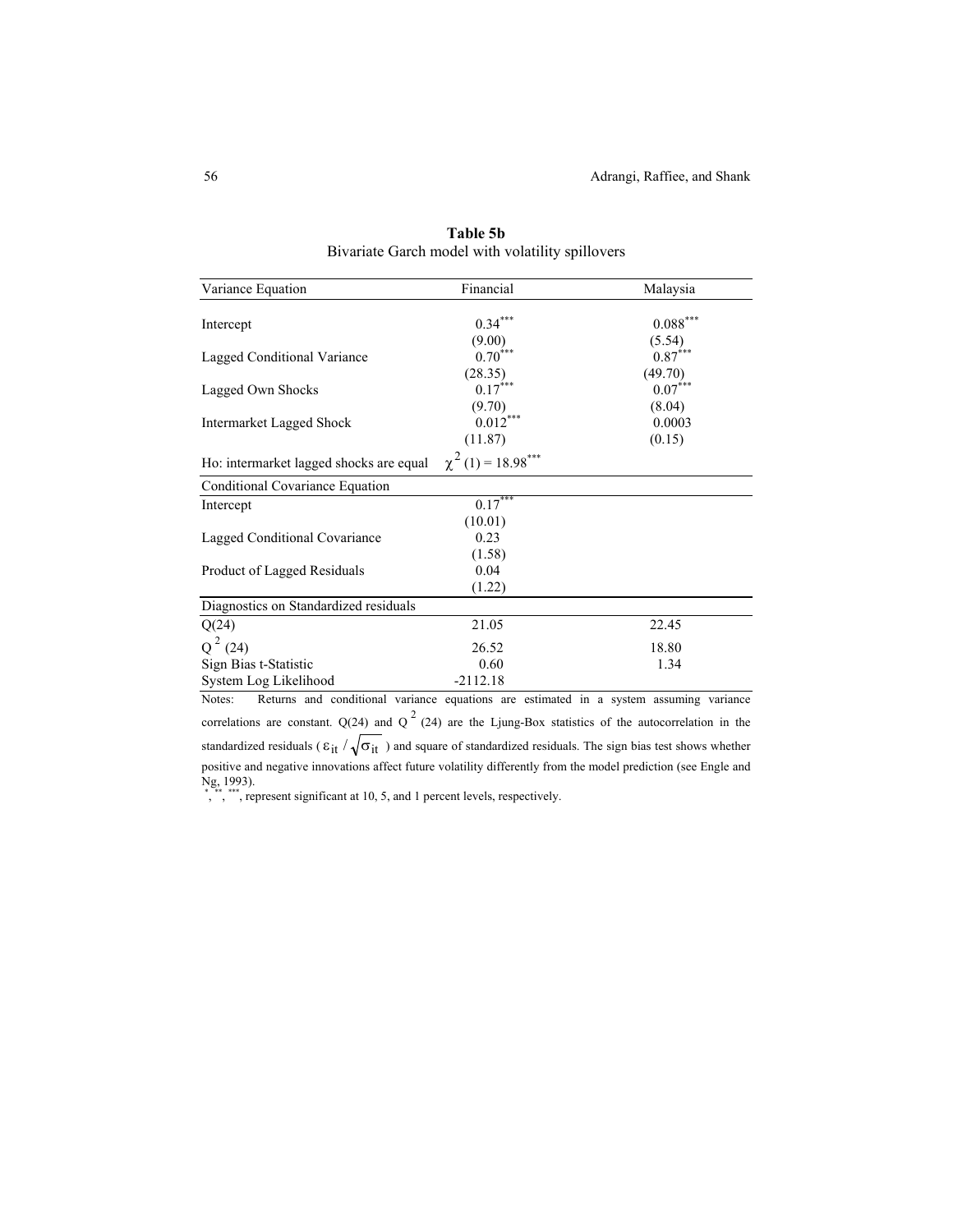**Table 5b**
Bivariate Garch model with volatility spillovers

| Variance Equation | Financial | Malaysia |
|---|---|---|
| Intercept | 0.34*** | 0.088*** |
| | (9.00) | (5.54) |
| Lagged Conditional Variance | 0.70*** | 0.87*** |
| | (28.35) | (49.70) |
| Lagged Own Shocks | 0.17*** | 0.07*** |
| | (9.70) | (8.04) |
| Intermarket Lagged Shock | 0.012*** | 0.0003 |
| | (11.87) | (0.15) |
| Ho: intermarket lagged shocks are equal | $\chi^2(1) = 18.98$*** | |
| **Conditional Covariance Equation** | | |
| Intercept | 0.17*** | |
| | (10.01) | |
| Lagged Conditional Covariance | 0.23 | |
| | (1.58) | |
| Product of Lagged Residuals | 0.04 | |
| | (1.22) | |
| **Diagnostics on Standardized residuals** | | |
| Q(24) | 21.05 | 22.45 |
| $Q^2$ (24) | 26.52 | 18.80 |
| Sign Bias t-Statistic | 0.60 | 1.34 |
| System Log Likelihood | -2112.18 | |

Notes: Returns and conditional variance equations are estimated in a system assuming variance correlations are constant. Q(24) and $Q^2$ (24) are the Ljung-Box statistics of the autocorrelation in the standardized residuals ($\varepsilon_{it} / \sqrt{\sigma_{it}}$) and square of standardized residuals. The sign bias test shows whether positive and negative innovations affect future volatility differently from the model prediction (see Engle and Ng, 1993).

*, **, ***, represent significant at 10, 5, and 1 percent levels, respectively.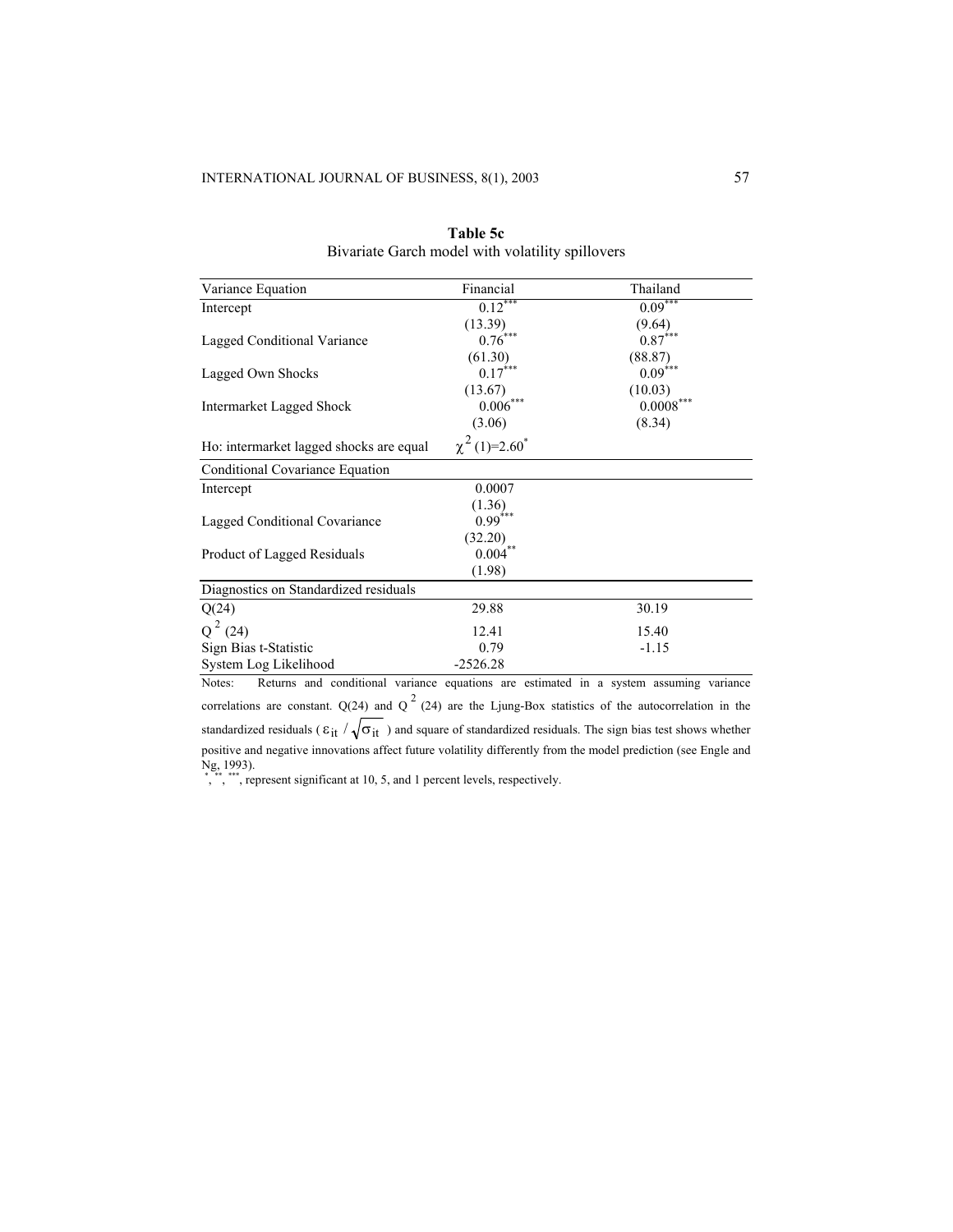**Table 5c**

Bivariate Garch model with volatility spillovers

| Variance Equation | Financial | Thailand |
|---|---|---|
| Intercept | 0.12*** | 0.09*** |
| | (13.39) | (9.64) |
| Lagged Conditional Variance | 0.76*** | 0.87*** |
| | (61.30) | (88.87) |
| Lagged Own Shocks | 0.17*** | 0.09*** |
| | (13.67) | (10.03) |
| Intermarket Lagged Shock | 0.006*** | 0.0008*** |
| | (3.06) | (8.34) |
| Ho: intermarket lagged shocks are equal | $\chi^2(1)$=2.60* | |
| **Conditional Covariance Equation** | | |
| Intercept | 0.0007 | |
| | (1.36) | |
| Lagged Conditional Covariance | 0.99*** | |
| | (32.20) | |
| Product of Lagged Residuals | 0.004** | |
| | (1.98) | |
| **Diagnostics on Standardized residuals** | | |
| Q(24) | 29.88 | 30.19 |
| $Q^2$ (24) | 12.41 | 15.40 |
| Sign Bias t-Statistic | 0.79 | -1.15 |
| System Log Likelihood | -2526.28 | |

Notes: Returns and conditional variance equations are estimated in a system assuming variance correlations are constant. Q(24) and $Q^2$ (24) are the Ljung-Box statistics of the autocorrelation in the standardized residuals ( $\varepsilon_{it} / \sqrt{\sigma_{it}}$ ) and square of standardized residuals. The sign bias test shows whether positive and negative innovations affect future volatility differently from the model prediction (see Engle and Ng, 1993).

*, **, ***, represent significant at 10, 5, and 1 percent levels, respectively.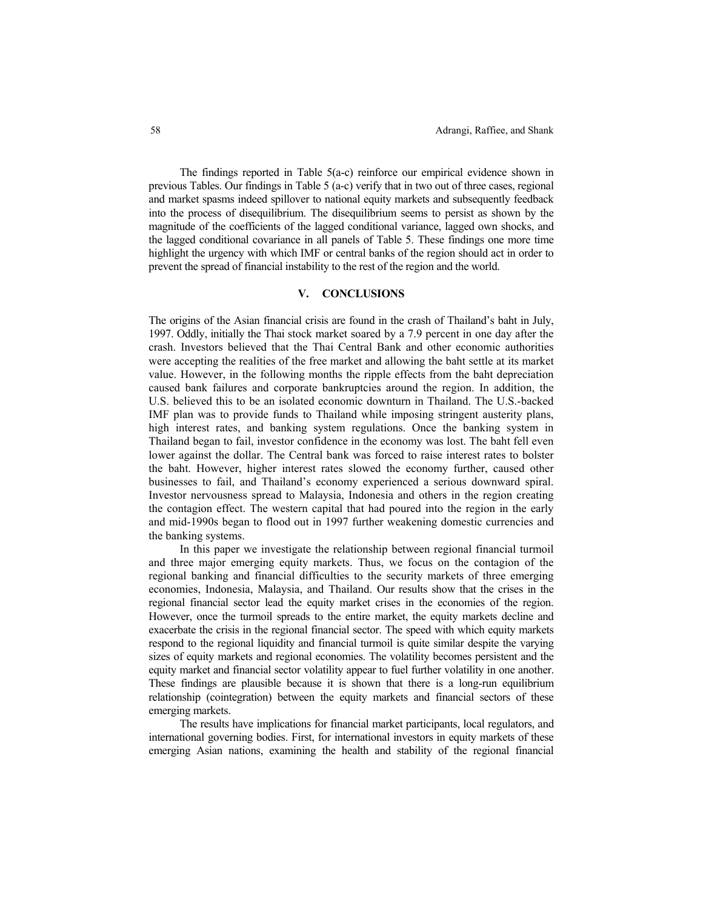The findings reported in Table 5(a-c) reinforce our empirical evidence shown in previous Tables. Our findings in Table 5 (a-c) verify that in two out of three cases, regional and market spasms indeed spillover to national equity markets and subsequently feedback into the process of disequilibrium. The disequilibrium seems to persist as shown by the magnitude of the coefficients of the lagged conditional variance, lagged own shocks, and the lagged conditional covariance in all panels of Table 5. These findings one more time highlight the urgency with which IMF or central banks of the region should act in order to prevent the spread of financial instability to the rest of the region and the world.

## V. CONCLUSIONS

The origins of the Asian financial crisis are found in the crash of Thailand's baht in July, 1997. Oddly, initially the Thai stock market soared by a 7.9 percent in one day after the crash. Investors believed that the Thai Central Bank and other economic authorities were accepting the realities of the free market and allowing the baht settle at its market value. However, in the following months the ripple effects from the baht depreciation caused bank failures and corporate bankruptcies around the region. In addition, the U.S. believed this to be an isolated economic downturn in Thailand. The U.S.-backed IMF plan was to provide funds to Thailand while imposing stringent austerity plans, high interest rates, and banking system regulations. Once the banking system in Thailand began to fail, investor confidence in the economy was lost. The baht fell even lower against the dollar. The Central bank was forced to raise interest rates to bolster the baht. However, higher interest rates slowed the economy further, caused other businesses to fail, and Thailand's economy experienced a serious downward spiral. Investor nervousness spread to Malaysia, Indonesia and others in the region creating the contagion effect. The western capital that had poured into the region in the early and mid-1990s began to flood out in 1997 further weakening domestic currencies and the banking systems.

In this paper we investigate the relationship between regional financial turmoil and three major emerging equity markets. Thus, we focus on the contagion of the regional banking and financial difficulties to the security markets of three emerging economies, Indonesia, Malaysia, and Thailand. Our results show that the crises in the regional financial sector lead the equity market crises in the economies of the region. However, once the turmoil spreads to the entire market, the equity markets decline and exacerbate the crisis in the regional financial sector. The speed with which equity markets respond to the regional liquidity and financial turmoil is quite similar despite the varying sizes of equity markets and regional economies. The volatility becomes persistent and the equity market and financial sector volatility appear to fuel further volatility in one another. These findings are plausible because it is shown that there is a long-run equilibrium relationship (cointegration) between the equity markets and financial sectors of these emerging markets.

The results have implications for financial market participants, local regulators, and international governing bodies. First, for international investors in equity markets of these emerging Asian nations, examining the health and stability of the regional financial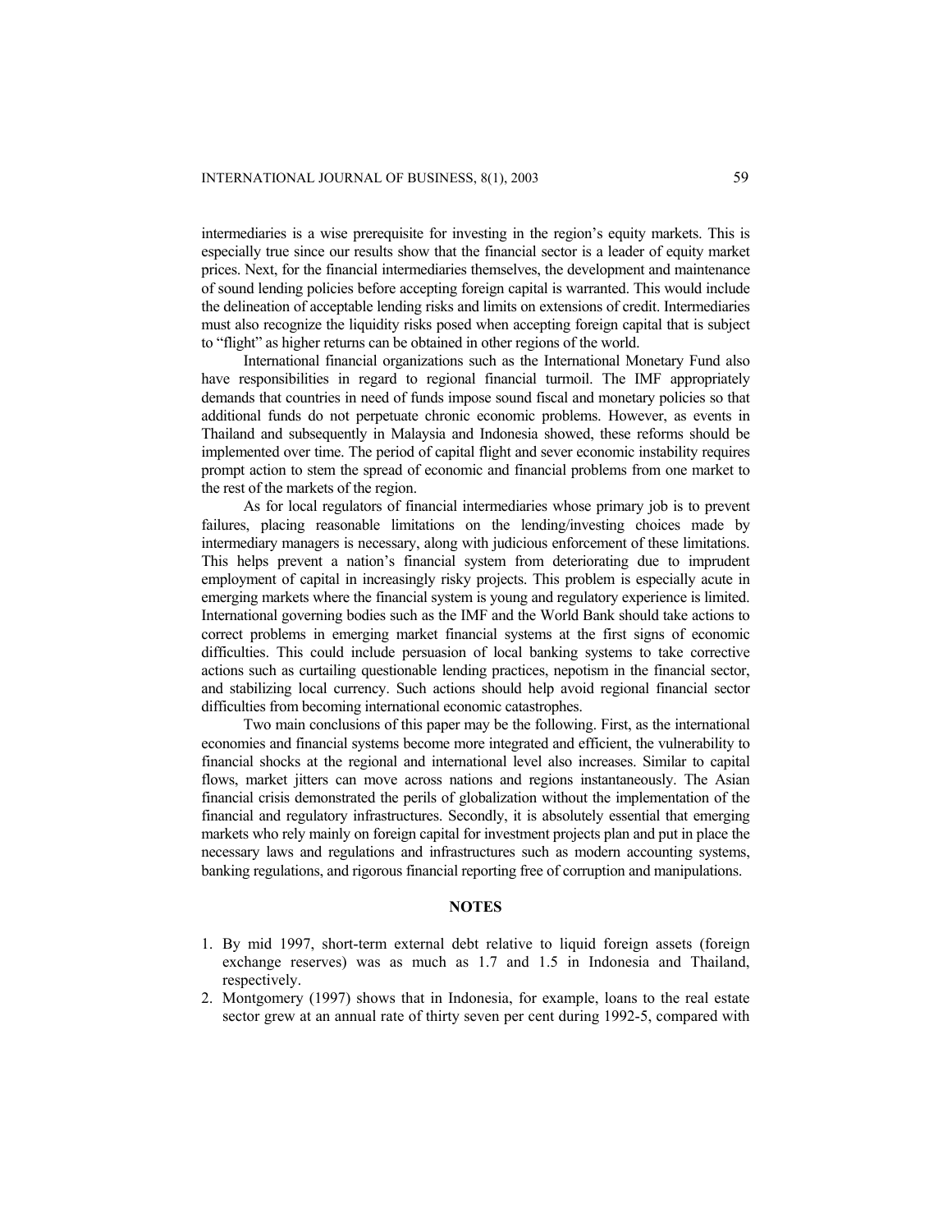intermediaries is a wise prerequisite for investing in the region's equity markets. This is especially true since our results show that the financial sector is a leader of equity market prices. Next, for the financial intermediaries themselves, the development and maintenance of sound lending policies before accepting foreign capital is warranted. This would include the delineation of acceptable lending risks and limits on extensions of credit. Intermediaries must also recognize the liquidity risks posed when accepting foreign capital that is subject to "flight" as higher returns can be obtained in other regions of the world.

International financial organizations such as the International Monetary Fund also have responsibilities in regard to regional financial turmoil. The IMF appropriately demands that countries in need of funds impose sound fiscal and monetary policies so that additional funds do not perpetuate chronic economic problems. However, as events in Thailand and subsequently in Malaysia and Indonesia showed, these reforms should be implemented over time. The period of capital flight and sever economic instability requires prompt action to stem the spread of economic and financial problems from one market to the rest of the markets of the region.

As for local regulators of financial intermediaries whose primary job is to prevent failures, placing reasonable limitations on the lending/investing choices made by intermediary managers is necessary, along with judicious enforcement of these limitations. This helps prevent a nation's financial system from deteriorating due to imprudent employment of capital in increasingly risky projects. This problem is especially acute in emerging markets where the financial system is young and regulatory experience is limited. International governing bodies such as the IMF and the World Bank should take actions to correct problems in emerging market financial systems at the first signs of economic difficulties. This could include persuasion of local banking systems to take corrective actions such as curtailing questionable lending practices, nepotism in the financial sector, and stabilizing local currency. Such actions should help avoid regional financial sector difficulties from becoming international economic catastrophes.

Two main conclusions of this paper may be the following. First, as the international economies and financial systems become more integrated and efficient, the vulnerability to financial shocks at the regional and international level also increases. Similar to capital flows, market jitters can move across nations and regions instantaneously. The Asian financial crisis demonstrated the perils of globalization without the implementation of the financial and regulatory infrastructures. Secondly, it is absolutely essential that emerging markets who rely mainly on foreign capital for investment projects plan and put in place the necessary laws and regulations and infrastructures such as modern accounting systems, banking regulations, and rigorous financial reporting free of corruption and manipulations.

## NOTES

1. By mid 1997, short-term external debt relative to liquid foreign assets (foreign exchange reserves) was as much as 1.7 and 1.5 in Indonesia and Thailand, respectively.
2. Montgomery (1997) shows that in Indonesia, for example, loans to the real estate sector grew at an annual rate of thirty seven per cent during 1992-5, compared with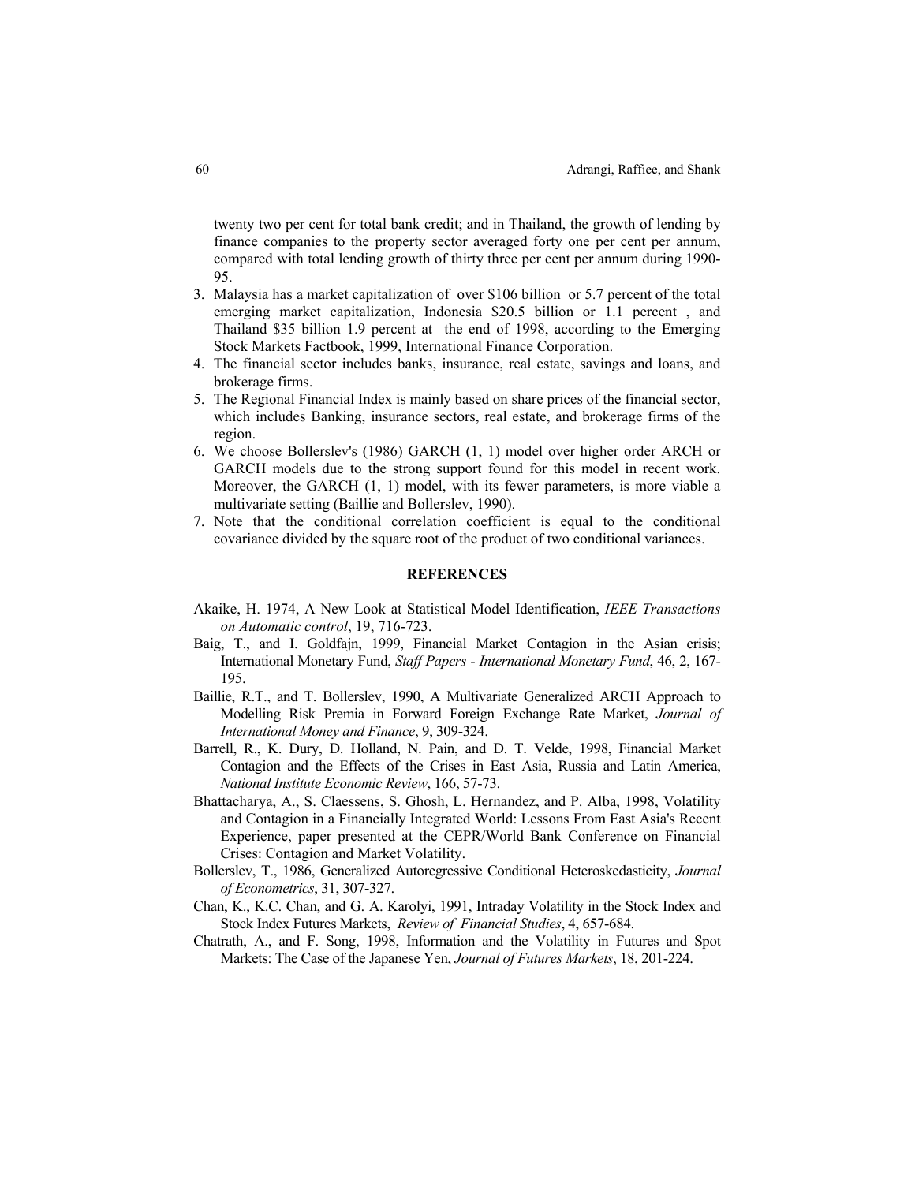twenty two per cent for total bank credit; and in Thailand, the growth of lending by finance companies to the property sector averaged forty one per cent per annum, compared with total lending growth of thirty three per cent per annum during 1990-95.

3. Malaysia has a market capitalization of over $106 billion or 5.7 percent of the total emerging market capitalization, Indonesia $20.5 billion or 1.1 percent , and Thailand $35 billion 1.9 percent at the end of 1998, according to the Emerging Stock Markets Factbook, 1999, International Finance Corporation.
4. The financial sector includes banks, insurance, real estate, savings and loans, and brokerage firms.
5. The Regional Financial Index is mainly based on share prices of the financial sector, which includes Banking, insurance sectors, real estate, and brokerage firms of the region.
6. We choose Bollerslev's (1986) GARCH (1, 1) model over higher order ARCH or GARCH models due to the strong support found for this model in recent work. Moreover, the GARCH (1, 1) model, with its fewer parameters, is more viable a multivariate setting (Baillie and Bollerslev, 1990).
7. Note that the conditional correlation coefficient is equal to the conditional covariance divided by the square root of the product of two conditional variances.

## REFERENCES

Akaike, H. 1974, A New Look at Statistical Model Identification, *IEEE Transactions on Automatic control*, 19, 716-723.

Baig, T., and I. Goldfajn, 1999, Financial Market Contagion in the Asian crisis; International Monetary Fund, *Staff Papers - International Monetary Fund*, 46, 2, 167-195.

Baillie, R.T., and T. Bollerslev, 1990, A Multivariate Generalized ARCH Approach to Modelling Risk Premia in Forward Foreign Exchange Rate Market, *Journal of International Money and Finance*, 9, 309-324.

Barrell, R., K. Dury, D. Holland, N. Pain, and D. T. Velde, 1998, Financial Market Contagion and the Effects of the Crises in East Asia, Russia and Latin America, *National Institute Economic Review*, 166, 57-73.

Bhattacharya, A., S. Claessens, S. Ghosh, L. Hernandez, and P. Alba, 1998, Volatility and Contagion in a Financially Integrated World: Lessons From East Asia's Recent Experience, paper presented at the CEPR/World Bank Conference on Financial Crises: Contagion and Market Volatility.

Bollerslev, T., 1986, Generalized Autoregressive Conditional Heteroskedasticity, *Journal of Econometrics*, 31, 307-327.

Chan, K., K.C. Chan, and G. A. Karolyi, 1991, Intraday Volatility in the Stock Index and Stock Index Futures Markets, *Review of Financial Studies*, 4, 657-684.

Chatrath, A., and F. Song, 1998, Information and the Volatility in Futures and Spot Markets: The Case of the Japanese Yen, *Journal of Futures Markets*, 18, 201-224.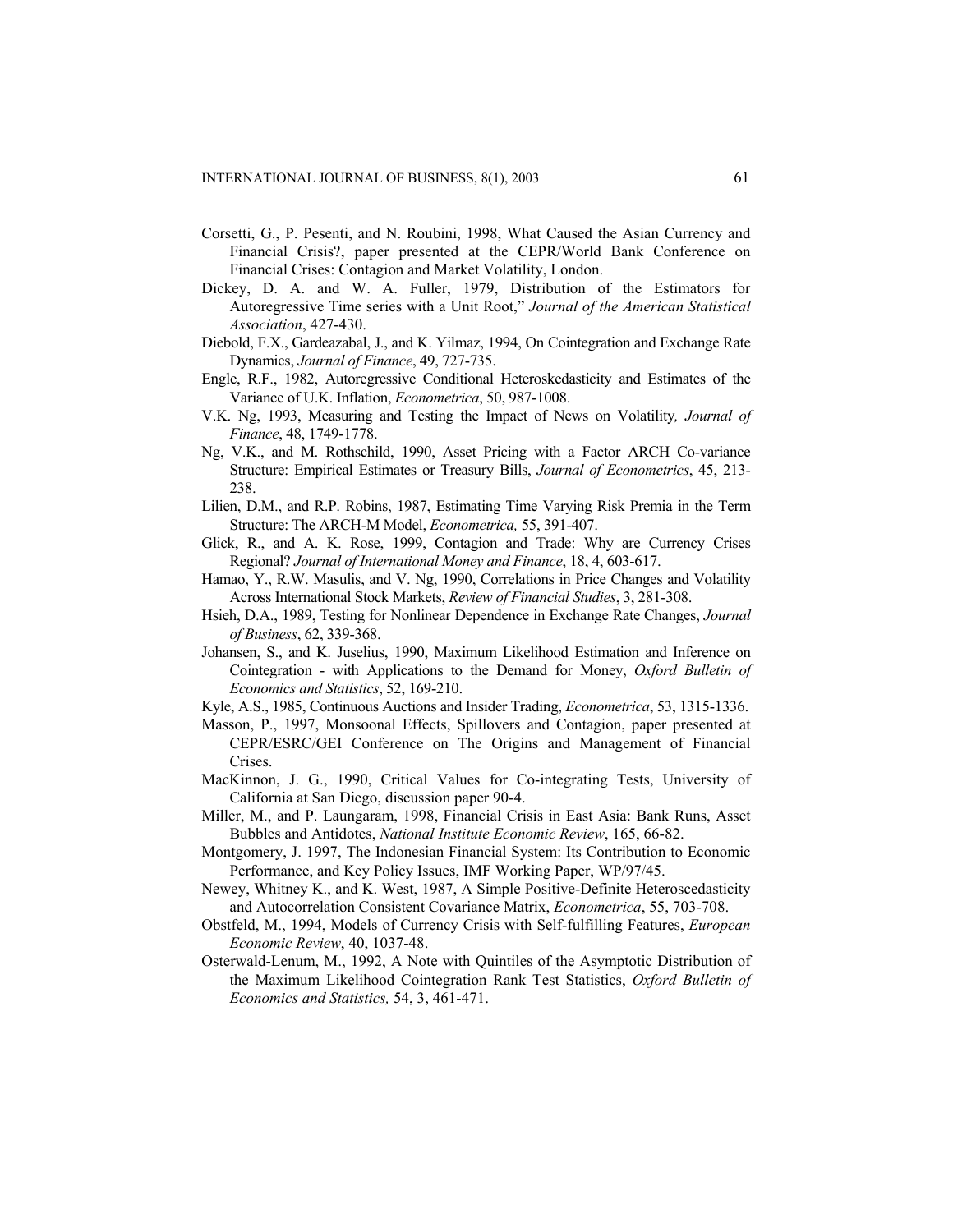Corsetti, G., P. Pesenti, and N. Roubini, 1998, What Caused the Asian Currency and Financial Crisis?, paper presented at the CEPR/World Bank Conference on Financial Crises: Contagion and Market Volatility, London.

Dickey, D. A. and W. A. Fuller, 1979, Distribution of the Estimators for Autoregressive Time series with a Unit Root," *Journal of the American Statistical Association*, 427-430.

Diebold, F.X., Gardeazabal, J., and K. Yilmaz, 1994, On Cointegration and Exchange Rate Dynamics, *Journal of Finance*, 49, 727-735.

Engle, R.F., 1982, Autoregressive Conditional Heteroskedasticity and Estimates of the Variance of U.K. Inflation, *Econometrica*, 50, 987-1008.

V.K. Ng, 1993, Measuring and Testing the Impact of News on Volatility*, Journal of Finance*, 48, 1749-1778.

Ng, V.K., and M. Rothschild, 1990, Asset Pricing with a Factor ARCH Co-variance Structure: Empirical Estimates or Treasury Bills, *Journal of Econometrics*, 45, 213-238.

Lilien, D.M., and R.P. Robins, 1987, Estimating Time Varying Risk Premia in the Term Structure: The ARCH-M Model, *Econometrica,* 55, 391-407.

Glick, R., and A. K. Rose, 1999, Contagion and Trade: Why are Currency Crises Regional? *Journal of International Money and Finance*, 18, 4, 603-617.

Hamao, Y., R.W. Masulis, and V. Ng, 1990, Correlations in Price Changes and Volatility Across International Stock Markets, *Review of Financial Studies*, 3, 281-308.

Hsieh, D.A., 1989, Testing for Nonlinear Dependence in Exchange Rate Changes, *Journal of Business*, 62, 339-368.

Johansen, S., and K. Juselius, 1990, Maximum Likelihood Estimation and Inference on Cointegration - with Applications to the Demand for Money, *Oxford Bulletin of Economics and Statistics*, 52, 169-210.

Kyle, A.S., 1985, Continuous Auctions and Insider Trading, *Econometrica*, 53, 1315-1336.

Masson, P., 1997, Monsoonal Effects, Spillovers and Contagion, paper presented at CEPR/ESRC/GEI Conference on The Origins and Management of Financial Crises.

MacKinnon, J. G., 1990, Critical Values for Co-integrating Tests, University of California at San Diego, discussion paper 90-4.

Miller, M., and P. Laungaram, 1998, Financial Crisis in East Asia: Bank Runs, Asset Bubbles and Antidotes, *National Institute Economic Review*, 165, 66-82.

Montgomery, J. 1997, The Indonesian Financial System: Its Contribution to Economic Performance, and Key Policy Issues, IMF Working Paper, WP/97/45.

Newey, Whitney K., and K. West, 1987, A Simple Positive-Definite Heteroscedasticity and Autocorrelation Consistent Covariance Matrix, *Econometrica*, 55, 703-708.

Obstfeld, M., 1994, Models of Currency Crisis with Self-fulfilling Features, *European Economic Review*, 40, 1037-48.

Osterwald-Lenum, M., 1992, A Note with Quintiles of the Asymptotic Distribution of the Maximum Likelihood Cointegration Rank Test Statistics, *Oxford Bulletin of Economics and Statistics,* 54, 3, 461-471.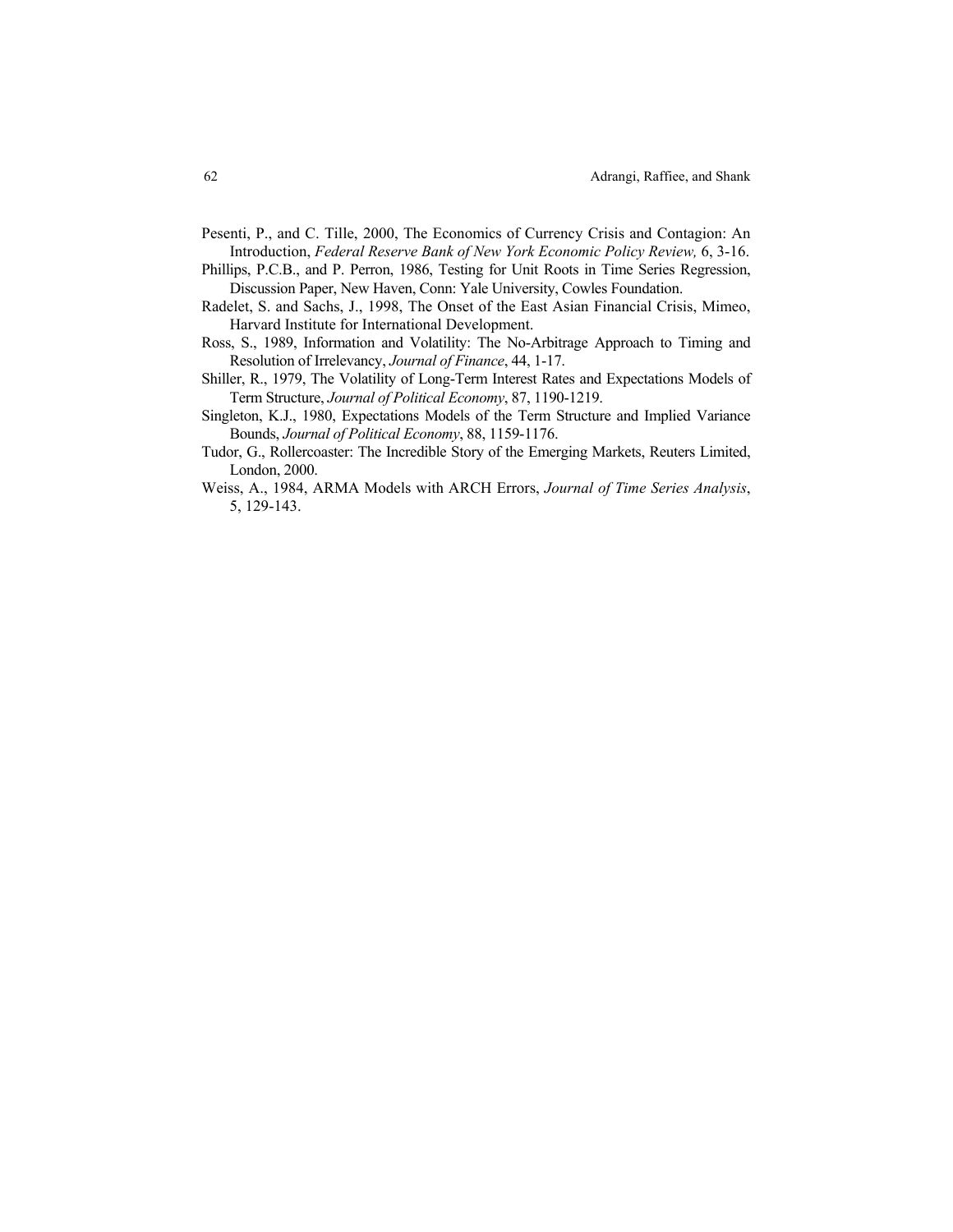Pesenti, P., and C. Tille, 2000, The Economics of Currency Crisis and Contagion: An Introduction, *Federal Reserve Bank of New York Economic Policy Review,* 6, 3-16.

Phillips, P.C.B., and P. Perron, 1986, Testing for Unit Roots in Time Series Regression, Discussion Paper, New Haven, Conn: Yale University, Cowles Foundation.

Radelet, S. and Sachs, J., 1998, The Onset of the East Asian Financial Crisis, Mimeo, Harvard Institute for International Development.

Ross, S., 1989, Information and Volatility: The No-Arbitrage Approach to Timing and Resolution of Irrelevancy, *Journal of Finance*, 44, 1-17.

Shiller, R., 1979, The Volatility of Long-Term Interest Rates and Expectations Models of Term Structure, *Journal of Political Economy*, 87, 1190-1219.

Singleton, K.J., 1980, Expectations Models of the Term Structure and Implied Variance Bounds, *Journal of Political Economy*, 88, 1159-1176.

Tudor, G., Rollercoaster: The Incredible Story of the Emerging Markets, Reuters Limited, London, 2000.

Weiss, A., 1984, ARMA Models with ARCH Errors, *Journal of Time Series Analysis*, 5, 129-143.